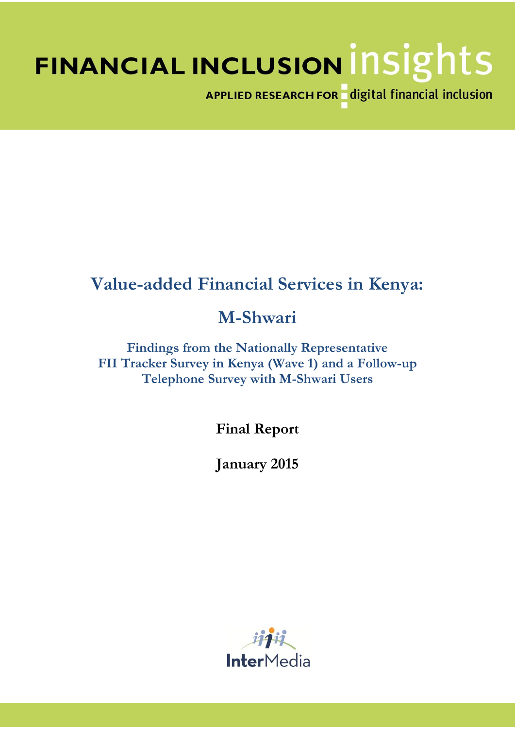FINANCIAL INCLUSION insights

APPLIED RESEARCH FOR digital financial inclusion

# Value-added Financial Services in Kenya: M-Shwari

## Findings from the Nationally Representative FII Tracker Survey in Kenya (Wave 1) and a Follow-up Telephone Survey with M-Shwari Users

**Final Report**

**January 2015**

InterMedia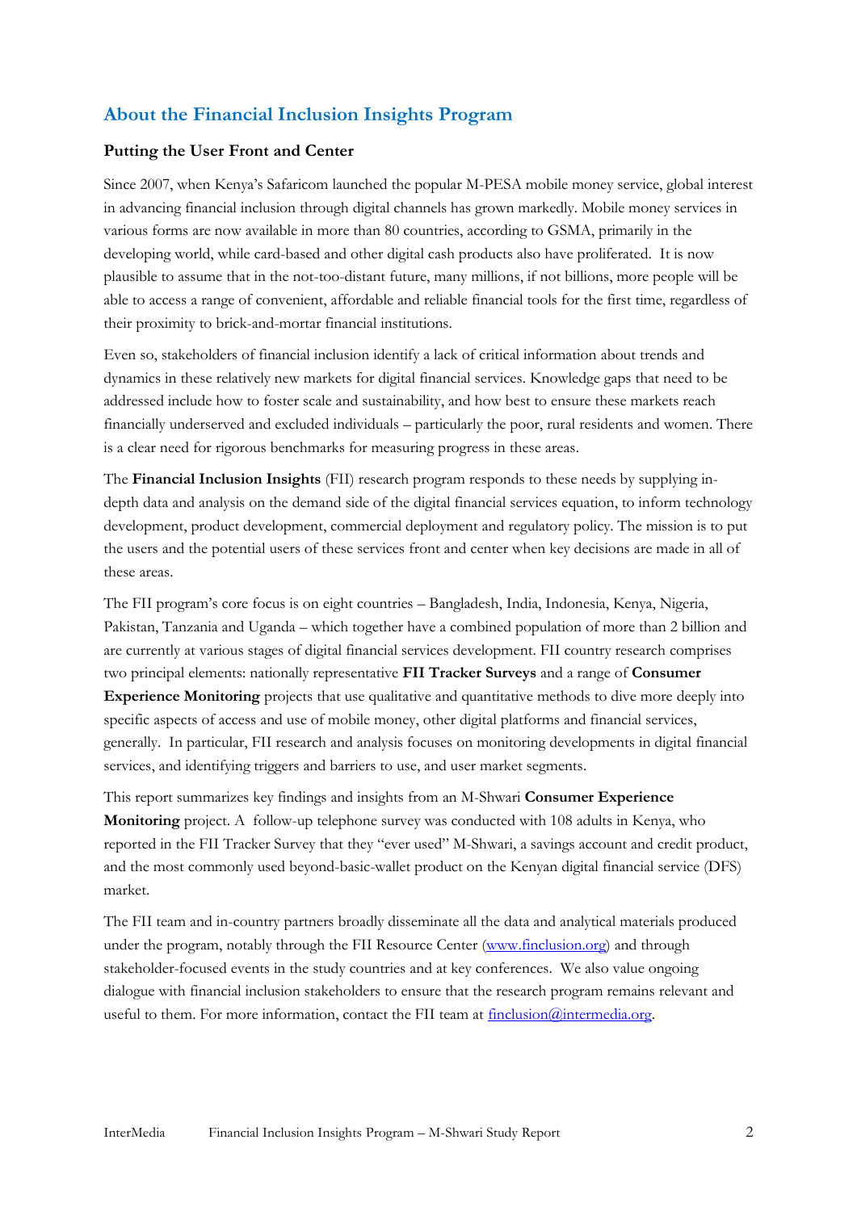## About the Financial Inclusion Insights Program

### Putting the User Front and Center

Since 2007, when Kenya's Safaricom launched the popular M-PESA mobile money service, global interest in advancing financial inclusion through digital channels has grown markedly. Mobile money services in various forms are now available in more than 80 countries, according to GSMA, primarily in the developing world, while card-based and other digital cash products also have proliferated. It is now plausible to assume that in the not-too-distant future, many millions, if not billions, more people will be able to access a range of convenient, affordable and reliable financial tools for the first time, regardless of their proximity to brick-and-mortar financial institutions.

Even so, stakeholders of financial inclusion identify a lack of critical information about trends and dynamics in these relatively new markets for digital financial services. Knowledge gaps that need to be addressed include how to foster scale and sustainability, and how best to ensure these markets reach financially underserved and excluded individuals – particularly the poor, rural residents and women. There is a clear need for rigorous benchmarks for measuring progress in these areas.

The **Financial Inclusion Insights** (FII) research program responds to these needs by supplying in-depth data and analysis on the demand side of the digital financial services equation, to inform technology development, product development, commercial deployment and regulatory policy. The mission is to put the users and the potential users of these services front and center when key decisions are made in all of these areas.

The FII program's core focus is on eight countries – Bangladesh, India, Indonesia, Kenya, Nigeria, Pakistan, Tanzania and Uganda – which together have a combined population of more than 2 billion and are currently at various stages of digital financial services development. FII country research comprises two principal elements: nationally representative **FII Tracker Surveys** and a range of **Consumer Experience Monitoring** projects that use qualitative and quantitative methods to dive more deeply into specific aspects of access and use of mobile money, other digital platforms and financial services, generally. In particular, FII research and analysis focuses on monitoring developments in digital financial services, and identifying triggers and barriers to use, and user market segments.

This report summarizes key findings and insights from an M-Shwari **Consumer Experience Monitoring** project. A follow-up telephone survey was conducted with 108 adults in Kenya, who reported in the FII Tracker Survey that they "ever used" M-Shwari, a savings account and credit product, and the most commonly used beyond-basic-wallet product on the Kenyan digital financial service (DFS) market.

The FII team and in-country partners broadly disseminate all the data and analytical materials produced under the program, notably through the FII Resource Center (www.finclusion.org) and through stakeholder-focused events in the study countries and at key conferences. We also value ongoing dialogue with financial inclusion stakeholders to ensure that the research program remains relevant and useful to them. For more information, contact the FII team at finclusion@intermedia.org.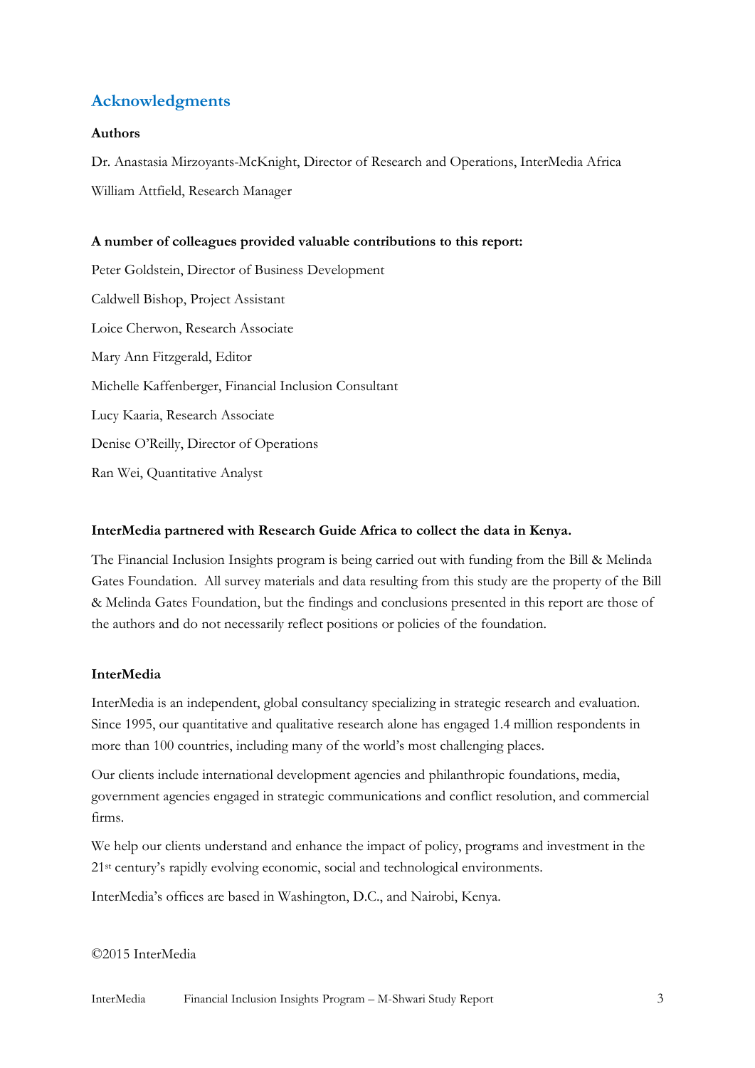## Acknowledgments

**Authors**

Dr. Anastasia Mirzoyants-McKnight, Director of Research and Operations, InterMedia Africa

William Attfield, Research Manager

**A number of colleagues provided valuable contributions to this report:**

Peter Goldstein, Director of Business Development

Caldwell Bishop, Project Assistant

Loice Cherwon, Research Associate

Mary Ann Fitzgerald, Editor

Michelle Kaffenberger, Financial Inclusion Consultant

Lucy Kaaria, Research Associate

Denise O'Reilly, Director of Operations

Ran Wei, Quantitative Analyst

**InterMedia partnered with Research Guide Africa to collect the data in Kenya.**

The Financial Inclusion Insights program is being carried out with funding from the Bill & Melinda Gates Foundation. All survey materials and data resulting from this study are the property of the Bill & Melinda Gates Foundation, but the findings and conclusions presented in this report are those of the authors and do not necessarily reflect positions or policies of the foundation.

**InterMedia**

InterMedia is an independent, global consultancy specializing in strategic research and evaluation. Since 1995, our quantitative and qualitative research alone has engaged 1.4 million respondents in more than 100 countries, including many of the world's most challenging places.

Our clients include international development agencies and philanthropic foundations, media, government agencies engaged in strategic communications and conflict resolution, and commercial firms.

We help our clients understand and enhance the impact of policy, programs and investment in the 21st century's rapidly evolving economic, social and technological environments.

InterMedia's offices are based in Washington, D.C., and Nairobi, Kenya.

©2015 InterMedia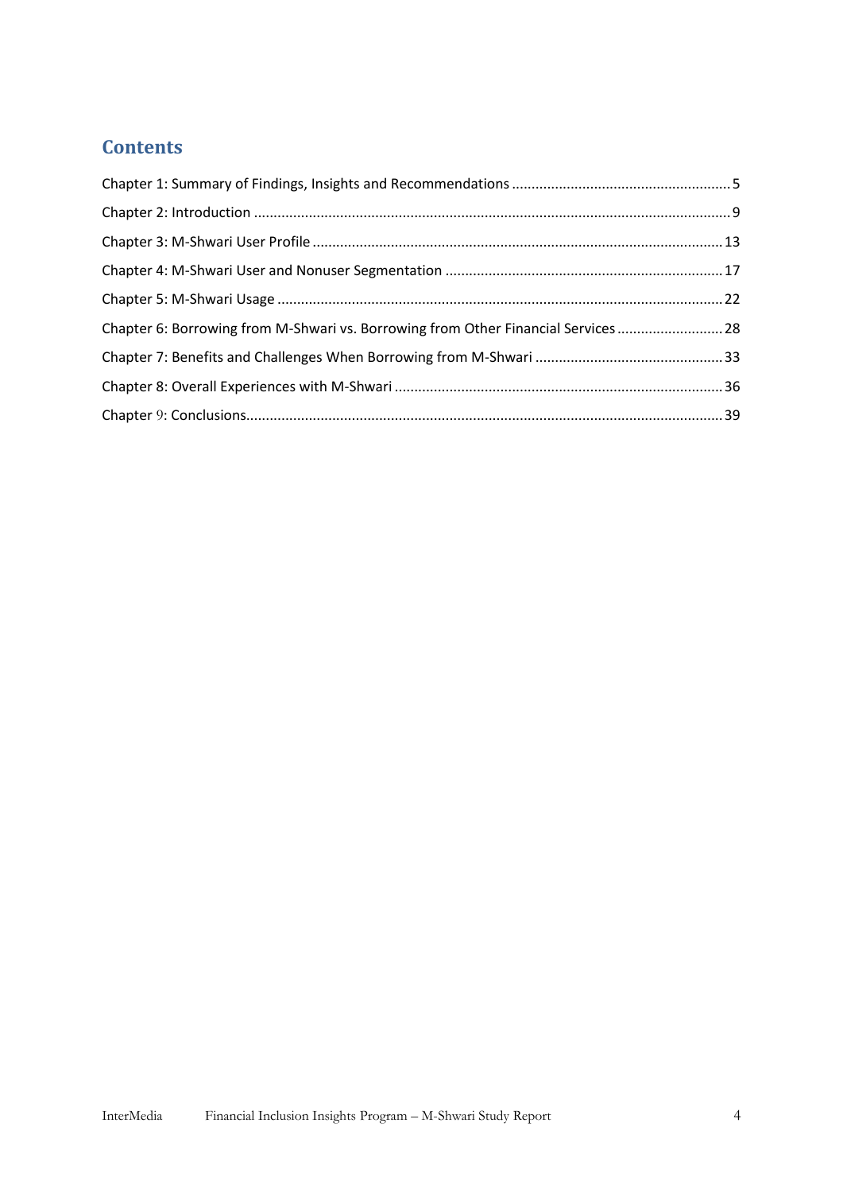# Contents

Chapter 1: Summary of Findings, Insights and Recommendations ........ 5
Chapter 2: Introduction ........ 9
Chapter 3: M-Shwari User Profile ........ 13
Chapter 4: M-Shwari User and Nonuser Segmentation ........ 17
Chapter 5: M-Shwari Usage ........ 22
Chapter 6: Borrowing from M-Shwari vs. Borrowing from Other Financial Services ........ 28
Chapter 7: Benefits and Challenges When Borrowing from M-Shwari ........ 33
Chapter 8: Overall Experiences with M-Shwari ........ 36
Chapter 9: Conclusions ........ 39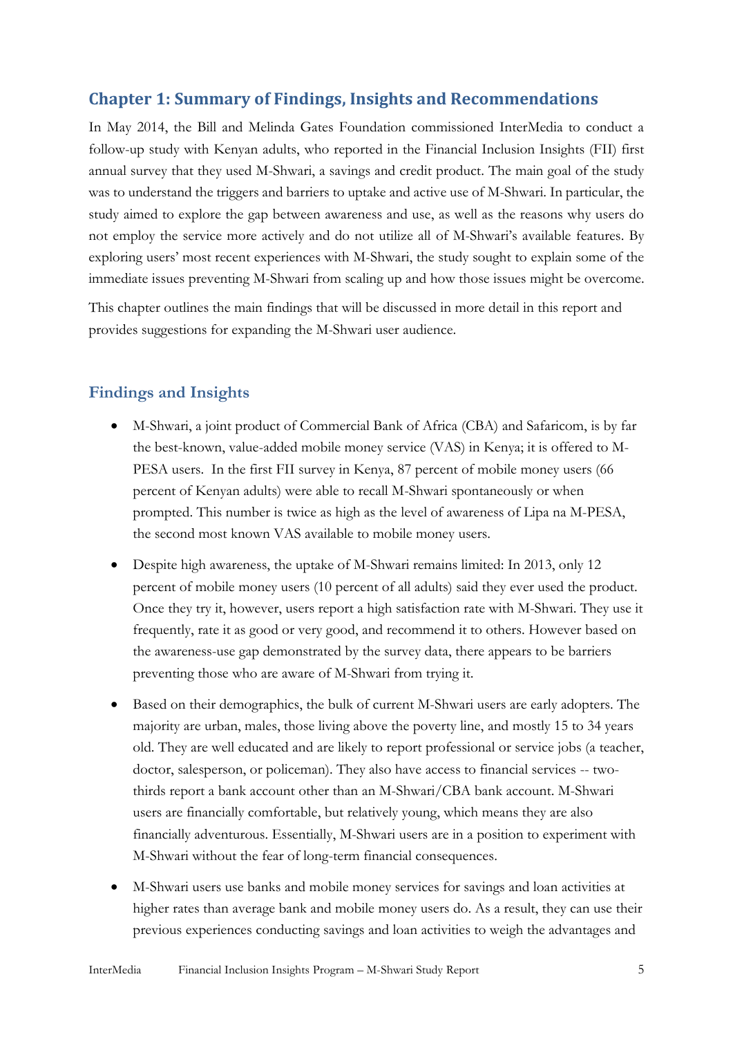## Chapter 1: Summary of Findings, Insights and Recommendations

In May 2014, the Bill and Melinda Gates Foundation commissioned InterMedia to conduct a follow-up study with Kenyan adults, who reported in the Financial Inclusion Insights (FII) first annual survey that they used M-Shwari, a savings and credit product. The main goal of the study was to understand the triggers and barriers to uptake and active use of M-Shwari. In particular, the study aimed to explore the gap between awareness and use, as well as the reasons why users do not employ the service more actively and do not utilize all of M-Shwari's available features. By exploring users' most recent experiences with M-Shwari, the study sought to explain some of the immediate issues preventing M-Shwari from scaling up and how those issues might be overcome.

This chapter outlines the main findings that will be discussed in more detail in this report and provides suggestions for expanding the M-Shwari user audience.

### Findings and Insights

- M-Shwari, a joint product of Commercial Bank of Africa (CBA) and Safaricom, is by far the best-known, value-added mobile money service (VAS) in Kenya; it is offered to M-PESA users. In the first FII survey in Kenya, 87 percent of mobile money users (66 percent of Kenyan adults) were able to recall M-Shwari spontaneously or when prompted. This number is twice as high as the level of awareness of Lipa na M-PESA, the second most known VAS available to mobile money users.
- Despite high awareness, the uptake of M-Shwari remains limited: In 2013, only 12 percent of mobile money users (10 percent of all adults) said they ever used the product. Once they try it, however, users report a high satisfaction rate with M-Shwari. They use it frequently, rate it as good or very good, and recommend it to others. However based on the awareness-use gap demonstrated by the survey data, there appears to be barriers preventing those who are aware of M-Shwari from trying it.
- Based on their demographics, the bulk of current M-Shwari users are early adopters. The majority are urban, males, those living above the poverty line, and mostly 15 to 34 years old. They are well educated and are likely to report professional or service jobs (a teacher, doctor, salesperson, or policeman). They also have access to financial services -- two-thirds report a bank account other than an M-Shwari/CBA bank account. M-Shwari users are financially comfortable, but relatively young, which means they are also financially adventurous. Essentially, M-Shwari users are in a position to experiment with M-Shwari without the fear of long-term financial consequences.
- M-Shwari users use banks and mobile money services for savings and loan activities at higher rates than average bank and mobile money users do. As a result, they can use their previous experiences conducting savings and loan activities to weigh the advantages and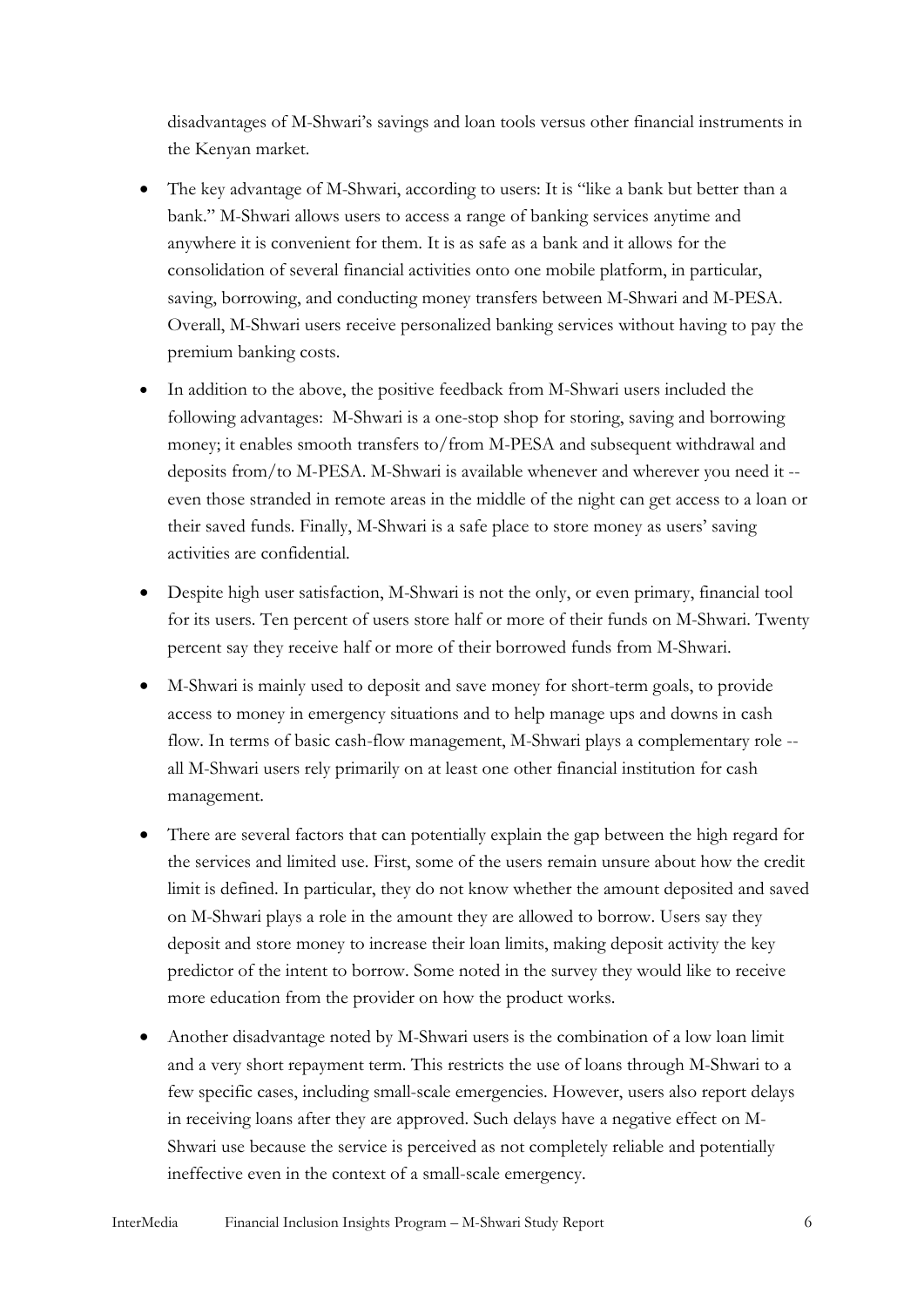disadvantages of M-Shwari's savings and loan tools versus other financial instruments in the Kenyan market.

- The key advantage of M-Shwari, according to users: It is "like a bank but better than a bank." M-Shwari allows users to access a range of banking services anytime and anywhere it is convenient for them. It is as safe as a bank and it allows for the consolidation of several financial activities onto one mobile platform, in particular, saving, borrowing, and conducting money transfers between M-Shwari and M-PESA. Overall, M-Shwari users receive personalized banking services without having to pay the premium banking costs.
- In addition to the above, the positive feedback from M-Shwari users included the following advantages: M-Shwari is a one-stop shop for storing, saving and borrowing money; it enables smooth transfers to/from M-PESA and subsequent withdrawal and deposits from/to M-PESA. M-Shwari is available whenever and wherever you need it -- even those stranded in remote areas in the middle of the night can get access to a loan or their saved funds. Finally, M-Shwari is a safe place to store money as users' saving activities are confidential.
- Despite high user satisfaction, M-Shwari is not the only, or even primary, financial tool for its users. Ten percent of users store half or more of their funds on M-Shwari. Twenty percent say they receive half or more of their borrowed funds from M-Shwari.
- M-Shwari is mainly used to deposit and save money for short-term goals, to provide access to money in emergency situations and to help manage ups and downs in cash flow. In terms of basic cash-flow management, M-Shwari plays a complementary role -- all M-Shwari users rely primarily on at least one other financial institution for cash management.
- There are several factors that can potentially explain the gap between the high regard for the services and limited use. First, some of the users remain unsure about how the credit limit is defined. In particular, they do not know whether the amount deposited and saved on M-Shwari plays a role in the amount they are allowed to borrow. Users say they deposit and store money to increase their loan limits, making deposit activity the key predictor of the intent to borrow. Some noted in the survey they would like to receive more education from the provider on how the product works.
- Another disadvantage noted by M-Shwari users is the combination of a low loan limit and a very short repayment term. This restricts the use of loans through M-Shwari to a few specific cases, including small-scale emergencies. However, users also report delays in receiving loans after they are approved. Such delays have a negative effect on M-Shwari use because the service is perceived as not completely reliable and potentially ineffective even in the context of a small-scale emergency.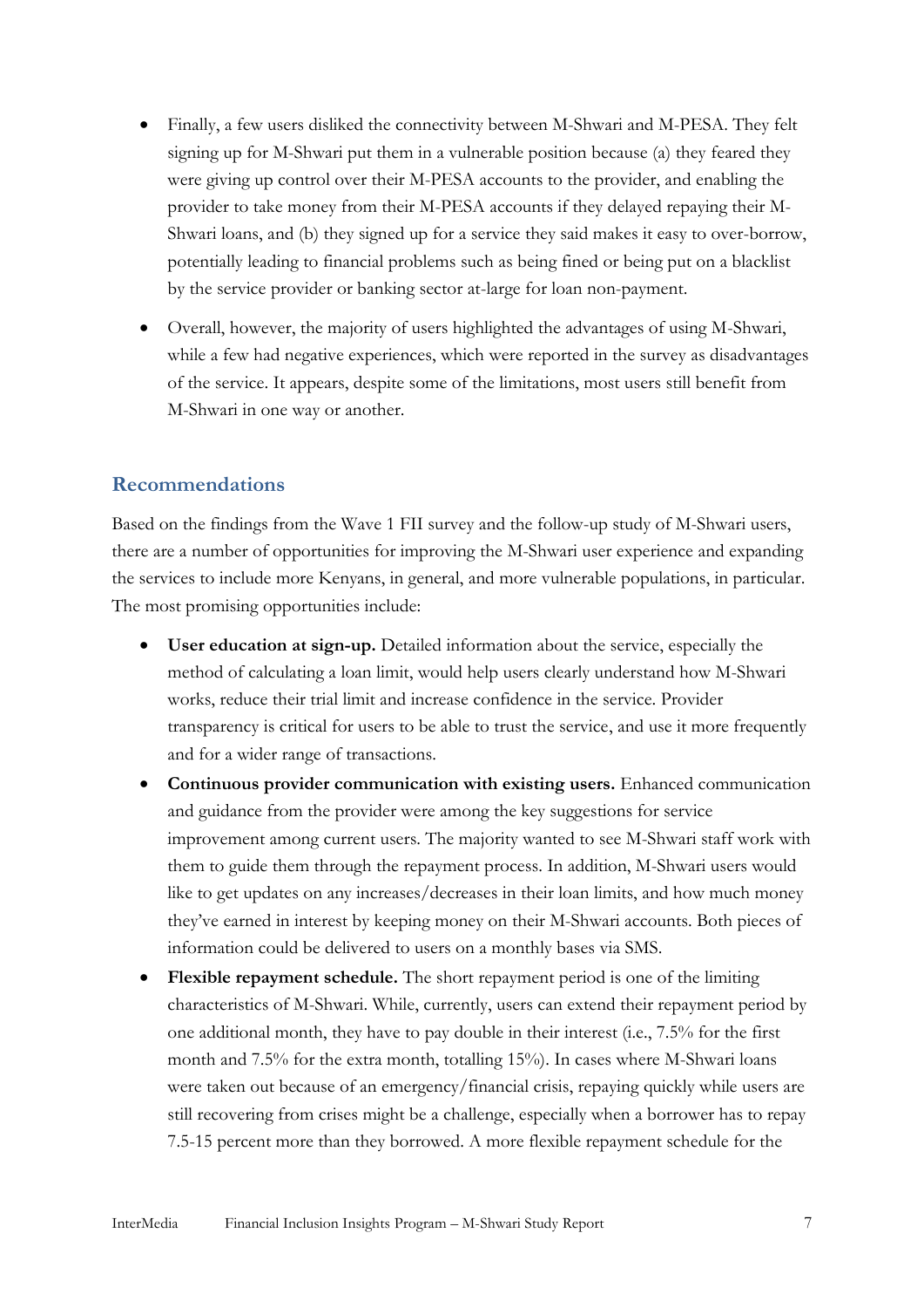- Finally, a few users disliked the connectivity between M-Shwari and M-PESA. They felt signing up for M-Shwari put them in a vulnerable position because (a) they feared they were giving up control over their M-PESA accounts to the provider, and enabling the provider to take money from their M-PESA accounts if they delayed repaying their M-Shwari loans, and (b) they signed up for a service they said makes it easy to over-borrow, potentially leading to financial problems such as being fined or being put on a blacklist by the service provider or banking sector at-large for loan non-payment.
- Overall, however, the majority of users highlighted the advantages of using M-Shwari, while a few had negative experiences, which were reported in the survey as disadvantages of the service. It appears, despite some of the limitations, most users still benefit from M-Shwari in one way or another.

## Recommendations

Based on the findings from the Wave 1 FII survey and the follow-up study of M-Shwari users, there are a number of opportunities for improving the M-Shwari user experience and expanding the services to include more Kenyans, in general, and more vulnerable populations, in particular. The most promising opportunities include:

- **User education at sign-up.** Detailed information about the service, especially the method of calculating a loan limit, would help users clearly understand how M-Shwari works, reduce their trial limit and increase confidence in the service. Provider transparency is critical for users to be able to trust the service, and use it more frequently and for a wider range of transactions.
- **Continuous provider communication with existing users.** Enhanced communication and guidance from the provider were among the key suggestions for service improvement among current users. The majority wanted to see M-Shwari staff work with them to guide them through the repayment process. In addition, M-Shwari users would like to get updates on any increases/decreases in their loan limits, and how much money they've earned in interest by keeping money on their M-Shwari accounts. Both pieces of information could be delivered to users on a monthly bases via SMS.
- **Flexible repayment schedule.** The short repayment period is one of the limiting characteristics of M-Shwari. While, currently, users can extend their repayment period by one additional month, they have to pay double in their interest (i.e., 7.5% for the first month and 7.5% for the extra month, totalling 15%). In cases where M-Shwari loans were taken out because of an emergency/financial crisis, repaying quickly while users are still recovering from crises might be a challenge, especially when a borrower has to repay 7.5-15 percent more than they borrowed. A more flexible repayment schedule for the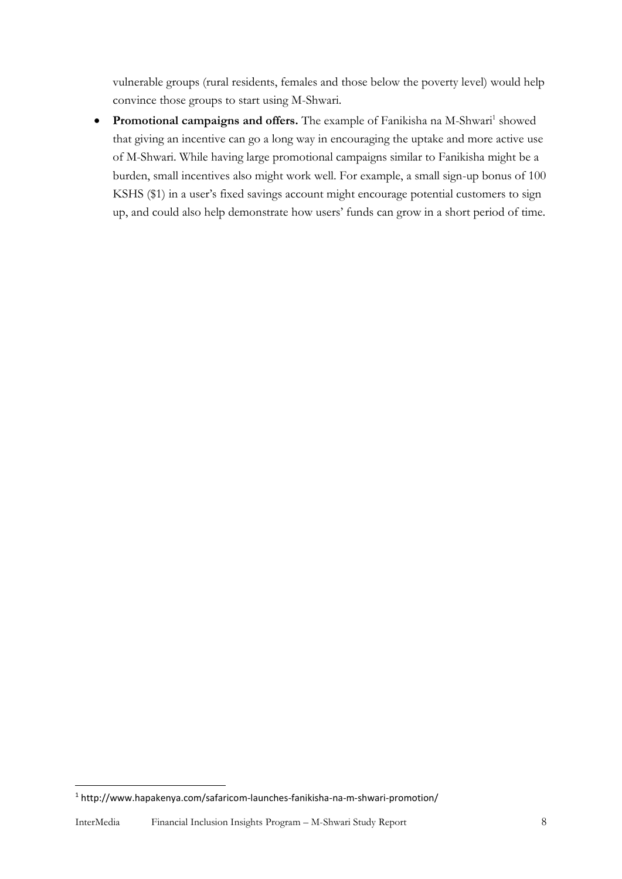vulnerable groups (rural residents, females and those below the poverty level) would help convince those groups to start using M-Shwari.

- **Promotional campaigns and offers.** The example of Fanikisha na M-Shwari[1] showed that giving an incentive can go a long way in encouraging the uptake and more active use of M-Shwari. While having large promotional campaigns similar to Fanikisha might be a burden, small incentives also might work well. For example, a small sign-up bonus of 100 KSHS ($1) in a user's fixed savings account might encourage potential customers to sign up, and could also help demonstrate how users' funds can grow in a short period of time.

[1] http://www.hapakenya.com/safaricom-launches-fanikisha-na-m-shwari-promotion/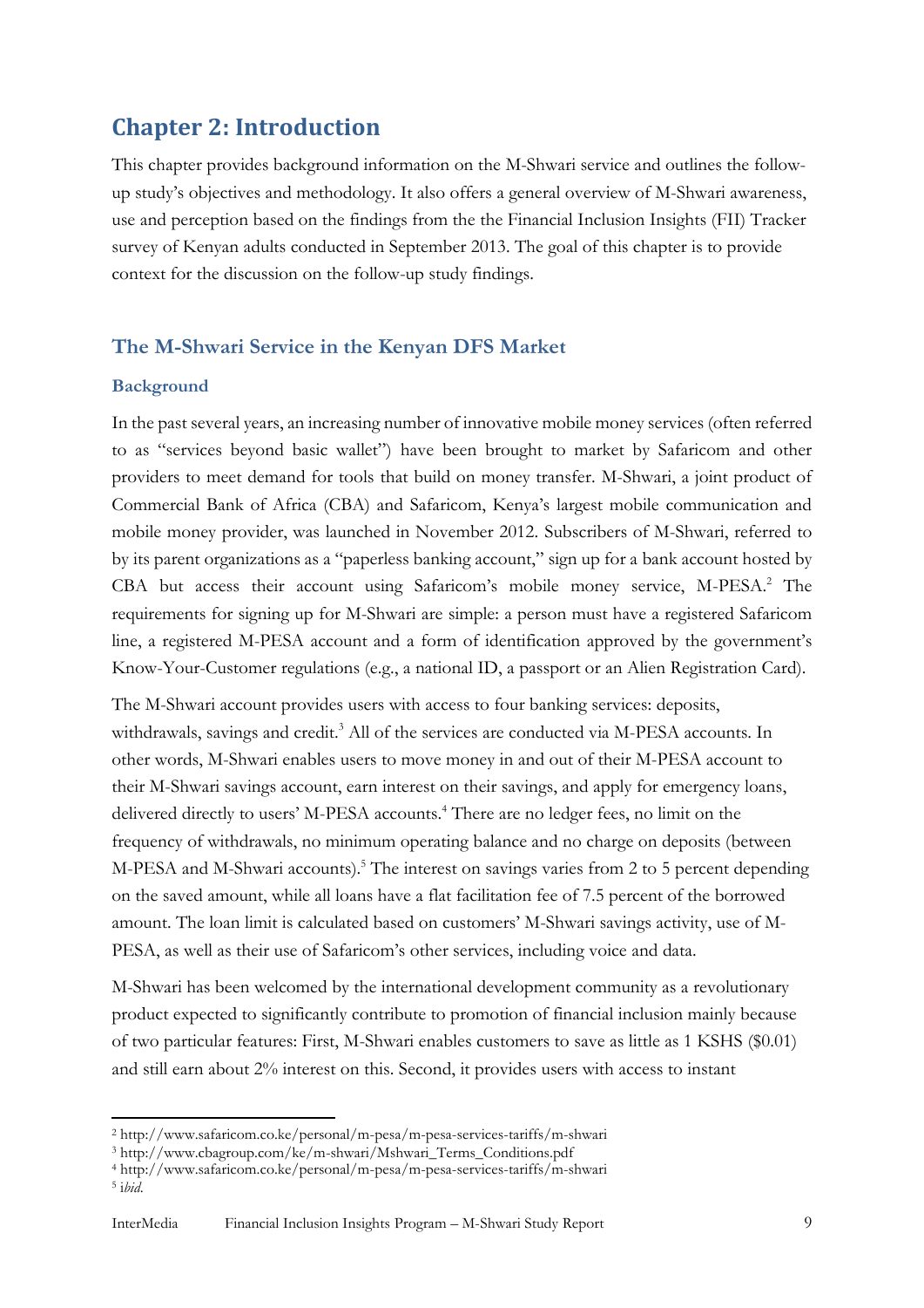# Chapter 2: Introduction

This chapter provides background information on the M-Shwari service and outlines the follow-up study's objectives and methodology. It also offers a general overview of M-Shwari awareness, use and perception based on the findings from the the Financial Inclusion Insights (FII) Tracker survey of Kenyan adults conducted in September 2013. The goal of this chapter is to provide context for the discussion on the follow-up study findings.

## The M-Shwari Service in the Kenyan DFS Market

### Background

In the past several years, an increasing number of innovative mobile money services (often referred to as "services beyond basic wallet") have been brought to market by Safaricom and other providers to meet demand for tools that build on money transfer. M-Shwari, a joint product of Commercial Bank of Africa (CBA) and Safaricom, Kenya's largest mobile communication and mobile money provider, was launched in November 2012. Subscribers of M-Shwari, referred to by its parent organizations as a "paperless banking account," sign up for a bank account hosted by CBA but access their account using Safaricom's mobile money service, M-PESA.[2] The requirements for signing up for M-Shwari are simple: a person must have a registered Safaricom line, a registered M-PESA account and a form of identification approved by the government's Know-Your-Customer regulations (e.g., a national ID, a passport or an Alien Registration Card).

The M-Shwari account provides users with access to four banking services: deposits, withdrawals, savings and credit.[3] All of the services are conducted via M-PESA accounts. In other words, M-Shwari enables users to move money in and out of their M-PESA account to their M-Shwari savings account, earn interest on their savings, and apply for emergency loans, delivered directly to users' M-PESA accounts.[4] There are no ledger fees, no limit on the frequency of withdrawals, no minimum operating balance and no charge on deposits (between M-PESA and M-Shwari accounts).[5] The interest on savings varies from 2 to 5 percent depending on the saved amount, while all loans have a flat facilitation fee of 7.5 percent of the borrowed amount. The loan limit is calculated based on customers' M-Shwari savings activity, use of M-PESA, as well as their use of Safaricom's other services, including voice and data.

M-Shwari has been welcomed by the international development community as a revolutionary product expected to significantly contribute to promotion of financial inclusion mainly because of two particular features: First, M-Shwari enables customers to save as little as 1 KSHS ($0.01) and still earn about 2% interest on this. Second, it provides users with access to instant

[2] http://www.safaricom.co.ke/personal/m-pesa/m-pesa-services-tariffs/m-shwari

[3] http://www.cbagroup.com/ke/m-shwari/Mshwari_Terms_Conditions.pdf

[4] http://www.safaricom.co.ke/personal/m-pesa/m-pesa-services-tariffs/m-shwari

[5] *ibid.*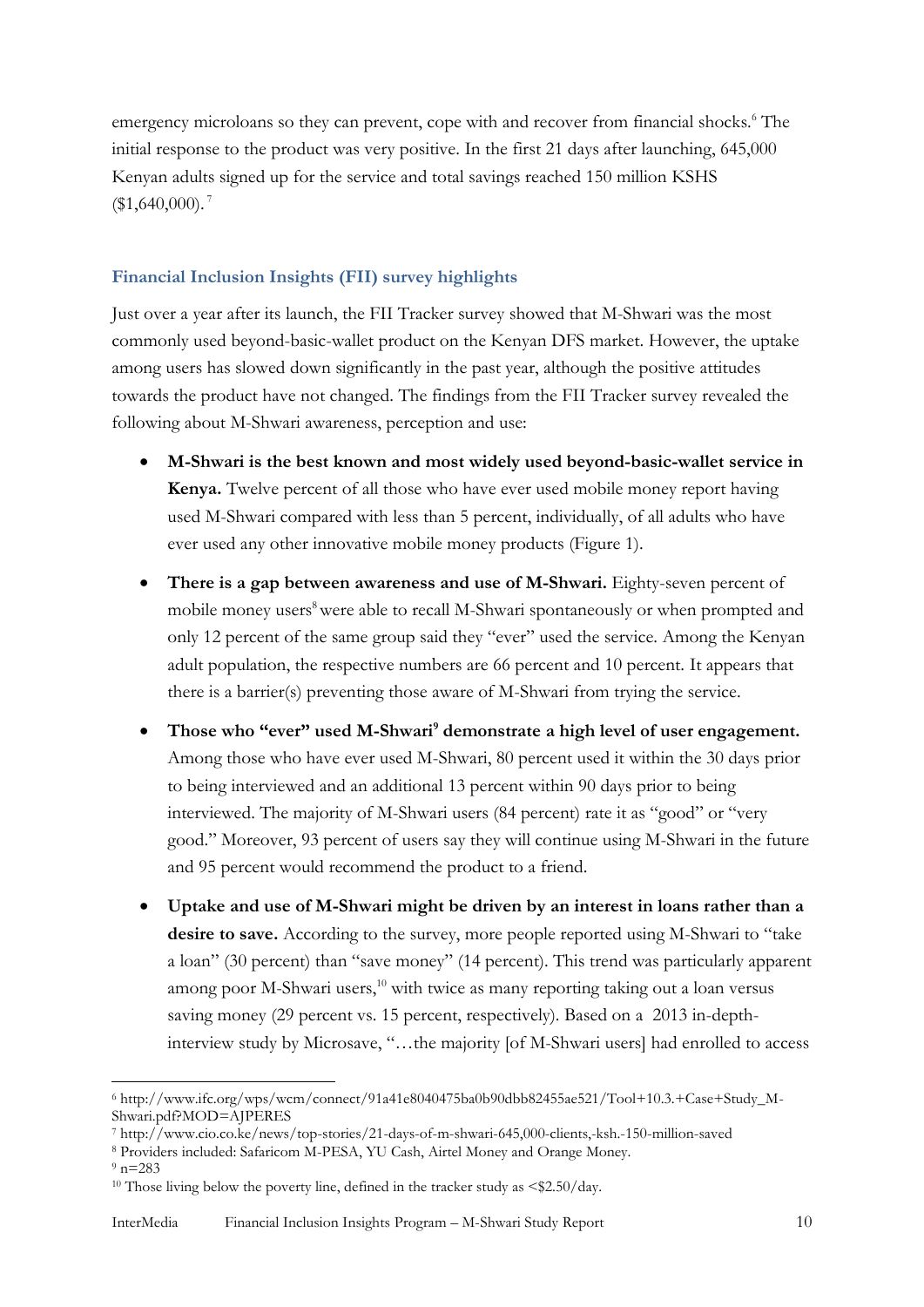emergency microloans so they can prevent, cope with and recover from financial shocks.[6] The initial response to the product was very positive. In the first 21 days after launching, 645,000 Kenyan adults signed up for the service and total savings reached 150 million KSHS ($1,640,000).[7]

### Financial Inclusion Insights (FII) survey highlights

Just over a year after its launch, the FII Tracker survey showed that M-Shwari was the most commonly used beyond-basic-wallet product on the Kenyan DFS market. However, the uptake among users has slowed down significantly in the past year, although the positive attitudes towards the product have not changed. The findings from the FII Tracker survey revealed the following about M-Shwari awareness, perception and use:

- **M-Shwari is the best known and most widely used beyond-basic-wallet service in Kenya.** Twelve percent of all those who have ever used mobile money report having used M-Shwari compared with less than 5 percent, individually, of all adults who have ever used any other innovative mobile money products (Figure 1).
- **There is a gap between awareness and use of M-Shwari.** Eighty-seven percent of mobile money users[8] were able to recall M-Shwari spontaneously or when prompted and only 12 percent of the same group said they "ever" used the service. Among the Kenyan adult population, the respective numbers are 66 percent and 10 percent. It appears that there is a barrier(s) preventing those aware of M-Shwari from trying the service.
- **Those who "ever" used M-Shwari[9] demonstrate a high level of user engagement.** Among those who have ever used M-Shwari, 80 percent used it within the 30 days prior to being interviewed and an additional 13 percent within 90 days prior to being interviewed. The majority of M-Shwari users (84 percent) rate it as "good" or "very good." Moreover, 93 percent of users say they will continue using M-Shwari in the future and 95 percent would recommend the product to a friend.
- **Uptake and use of M-Shwari might be driven by an interest in loans rather than a desire to save.** According to the survey, more people reported using M-Shwari to "take a loan" (30 percent) than "save money" (14 percent). This trend was particularly apparent among poor M-Shwari users,[10] with twice as many reporting taking out a loan versus saving money (29 percent vs. 15 percent, respectively). Based on a 2013 in-depth-interview study by Microsave, "…the majority [of M-Shwari users] had enrolled to access

---

[6] http://www.ifc.org/wps/wcm/connect/91a41e8040475ba0b90dbb82455ae521/Tool+10.3.+Case+Study_M-Shwari.pdf?MOD=AJPERES

[7] http://www.cio.co.ke/news/top-stories/21-days-of-m-shwari-645,000-clients,-ksh.-150-million-saved

[8] Providers included: Safaricom M-PESA, YU Cash, Airtel Money and Orange Money.

[9] n=283

[10] Those living below the poverty line, defined in the tracker study as <$2.50/day.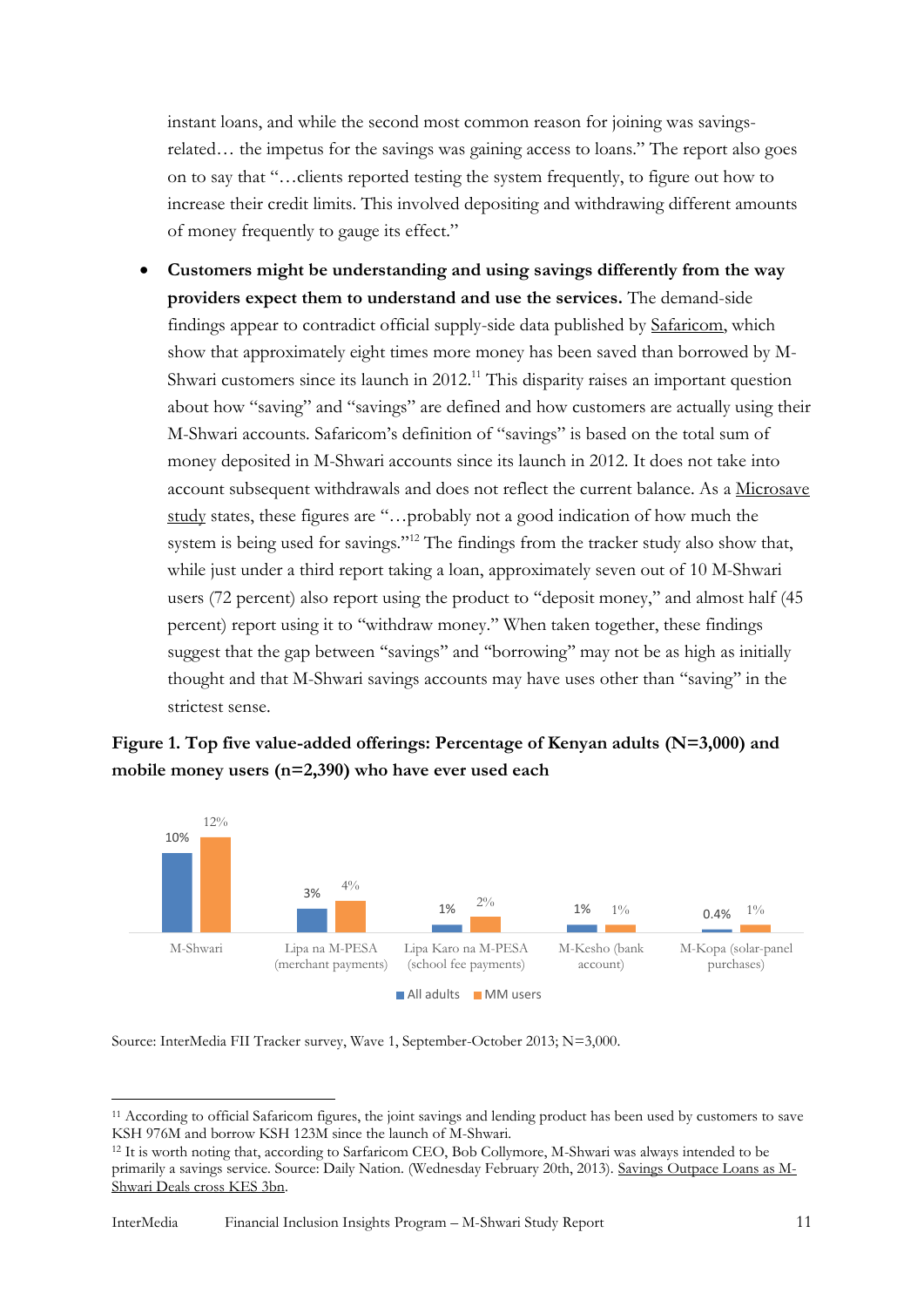instant loans, and while the second most common reason for joining was savings-related… the impetus for the savings was gaining access to loans." The report also goes on to say that "…clients reported testing the system frequently, to figure out how to increase their credit limits. This involved depositing and withdrawing different amounts of money frequently to gauge its effect."

- **Customers might be understanding and using savings differently from the way providers expect them to understand and use the services.** The demand-side findings appear to contradict official supply-side data published by Safaricom, which show that approximately eight times more money has been saved than borrowed by M-Shwari customers since its launch in 2012.[11] This disparity raises an important question about how "saving" and "savings" are defined and how customers are actually using their M-Shwari accounts. Safaricom's definition of "savings" is based on the total sum of money deposited in M-Shwari accounts since its launch in 2012. It does not take into account subsequent withdrawals and does not reflect the current balance. As a Microsave study states, these figures are "…probably not a good indication of how much the system is being used for savings."[12] The findings from the tracker study also show that, while just under a third report taking a loan, approximately seven out of 10 M-Shwari users (72 percent) also report using the product to "deposit money," and almost half (45 percent) report using it to "withdraw money." When taken together, these findings suggest that the gap between "savings" and "borrowing" may not be as high as initially thought and that M-Shwari savings accounts may have uses other than "saving" in the strictest sense.

**Figure 1. Top five value-added offerings: Percentage of Kenyan adults (N=3,000) and mobile money users (n=2,390) who have ever used each**

| | All adults | MM users |
|---|---|---|
| M-Shwari | 10% | 12% |
| Lipa na M-PESA (merchant payments) | 3% | 4% |
| Lipa Karo na M-PESA (school fee payments) | 1% | 2% |
| M-Kesho (bank account) | 1% | 1% |
| M-Kopa (solar-panel purchases) | 0.4% | 1% |

Source: InterMedia FII Tracker survey, Wave 1, September-October 2013; N=3,000.

---

[11] According to official Safaricom figures, the joint savings and lending product has been used by customers to save KSH 976M and borrow KSH 123M since the launch of M-Shwari.

[12] It is worth noting that, according to Sarfaricom CEO, Bob Collymore, M-Shwari was always intended to be primarily a savings service. Source: Daily Nation. (Wednesday February 20th, 2013). Savings Outpace Loans as M-Shwari Deals cross KES 3bn.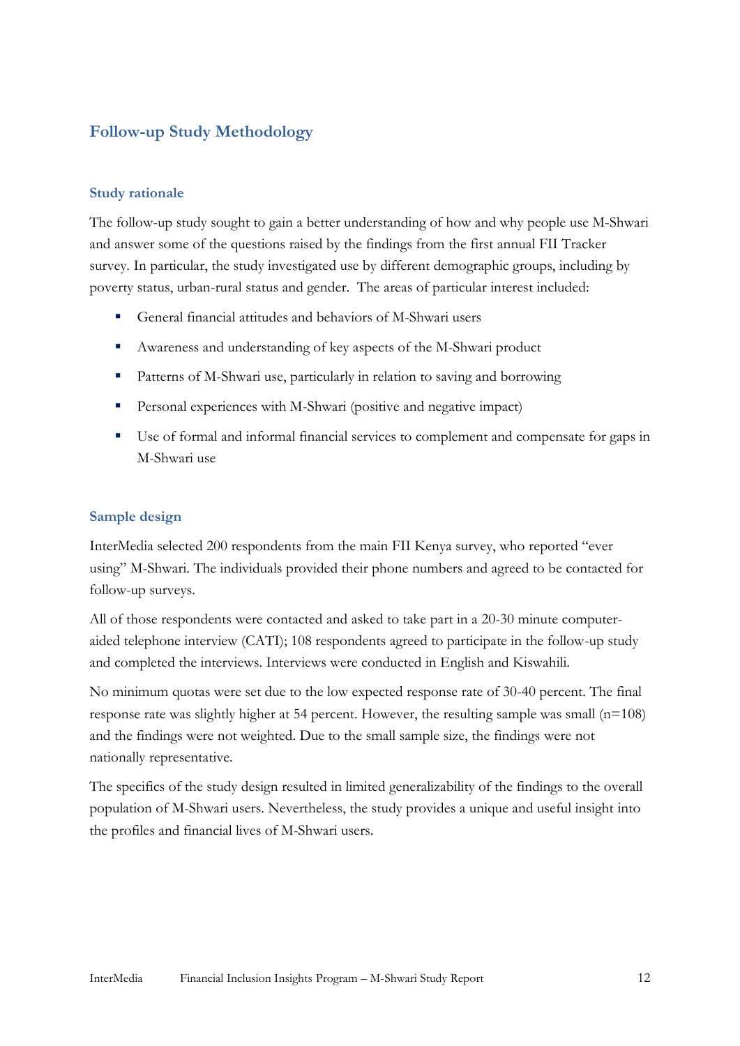## Follow-up Study Methodology

### Study rationale

The follow-up study sought to gain a better understanding of how and why people use M-Shwari and answer some of the questions raised by the findings from the first annual FII Tracker survey. In particular, the study investigated use by different demographic groups, including by poverty status, urban-rural status and gender. The areas of particular interest included:

- General financial attitudes and behaviors of M-Shwari users
- Awareness and understanding of key aspects of the M-Shwari product
- Patterns of M-Shwari use, particularly in relation to saving and borrowing
- Personal experiences with M-Shwari (positive and negative impact)
- Use of formal and informal financial services to complement and compensate for gaps in M-Shwari use

### Sample design

InterMedia selected 200 respondents from the main FII Kenya survey, who reported "ever using" M-Shwari. The individuals provided their phone numbers and agreed to be contacted for follow-up surveys.

All of those respondents were contacted and asked to take part in a 20-30 minute computer-aided telephone interview (CATI); 108 respondents agreed to participate in the follow-up study and completed the interviews. Interviews were conducted in English and Kiswahili.

No minimum quotas were set due to the low expected response rate of 30-40 percent. The final response rate was slightly higher at 54 percent. However, the resulting sample was small (n=108) and the findings were not weighted. Due to the small sample size, the findings were not nationally representative.

The specifics of the study design resulted in limited generalizability of the findings to the overall population of M-Shwari users. Nevertheless, the study provides a unique and useful insight into the profiles and financial lives of M-Shwari users.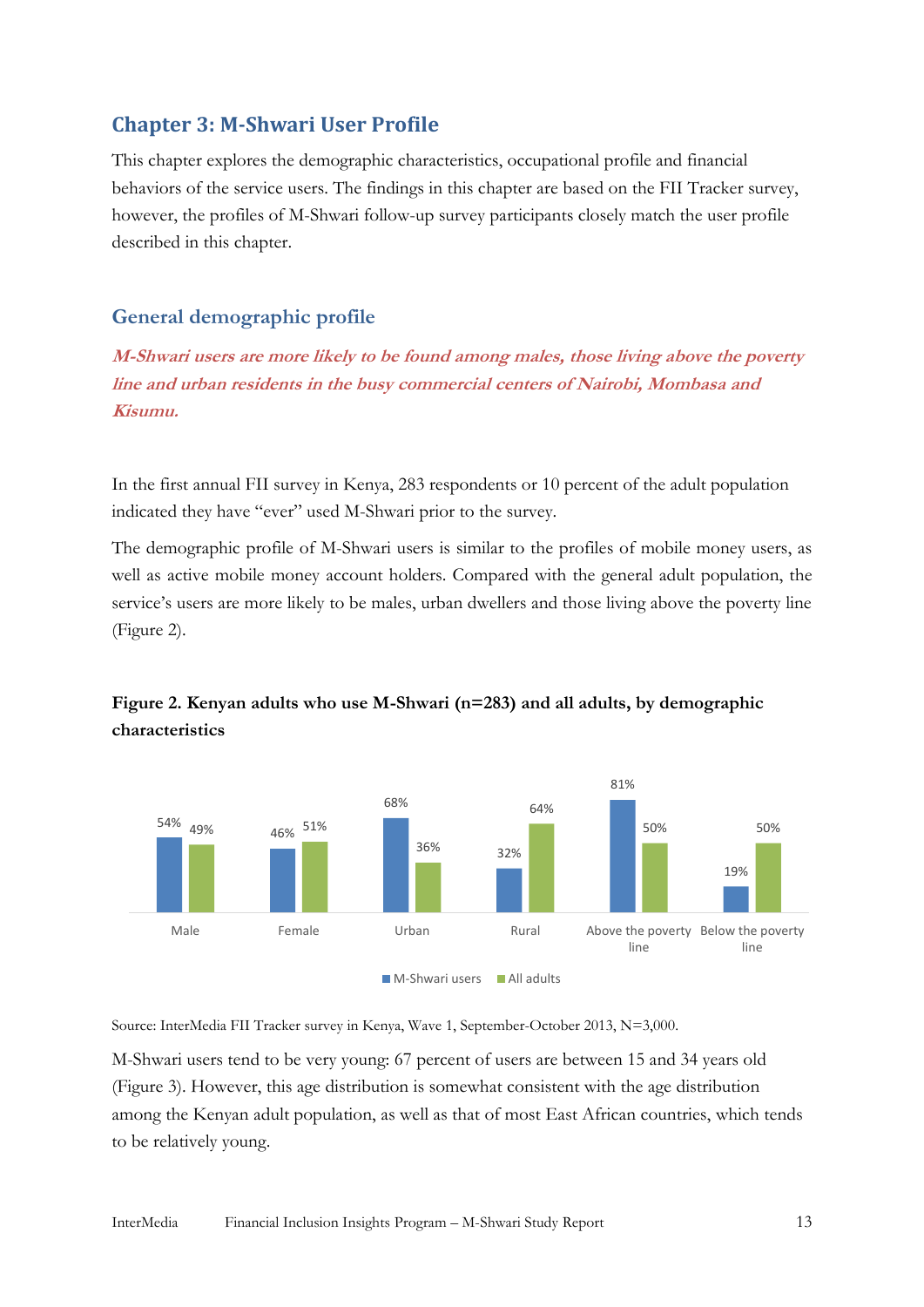## Chapter 3: M-Shwari User Profile

This chapter explores the demographic characteristics, occupational profile and financial behaviors of the service users. The findings in this chapter are based on the FII Tracker survey, however, the profiles of M-Shwari follow-up survey participants closely match the user profile described in this chapter.

### General demographic profile

***M-Shwari users are more likely to be found among males, those living above the poverty line and urban residents in the busy commercial centers of Nairobi, Mombasa and Kisumu.***

In the first annual FII survey in Kenya, 283 respondents or 10 percent of the adult population indicated they have "ever" used M-Shwari prior to the survey.

The demographic profile of M-Shwari users is similar to the profiles of mobile money users, as well as active mobile money account holders. Compared with the general adult population, the service's users are more likely to be males, urban dwellers and those living above the poverty line (Figure 2).

**Figure 2. Kenyan adults who use M-Shwari (n=283) and all adults, by demographic characteristics**

| | M-Shwari users | All adults |
|---|---|---|
| Male | 54% | 49% |
| Female | 46% | 51% |
| Urban | 68% | 36% |
| Rural | 32% | 64% |
| Above the poverty line | 81% | 50% |
| Below the poverty line | 19% | 50% |

Source: InterMedia FII Tracker survey in Kenya, Wave 1, September-October 2013, N=3,000.

M-Shwari users tend to be very young: 67 percent of users are between 15 and 34 years old (Figure 3). However, this age distribution is somewhat consistent with the age distribution among the Kenyan adult population, as well as that of most East African countries, which tends to be relatively young.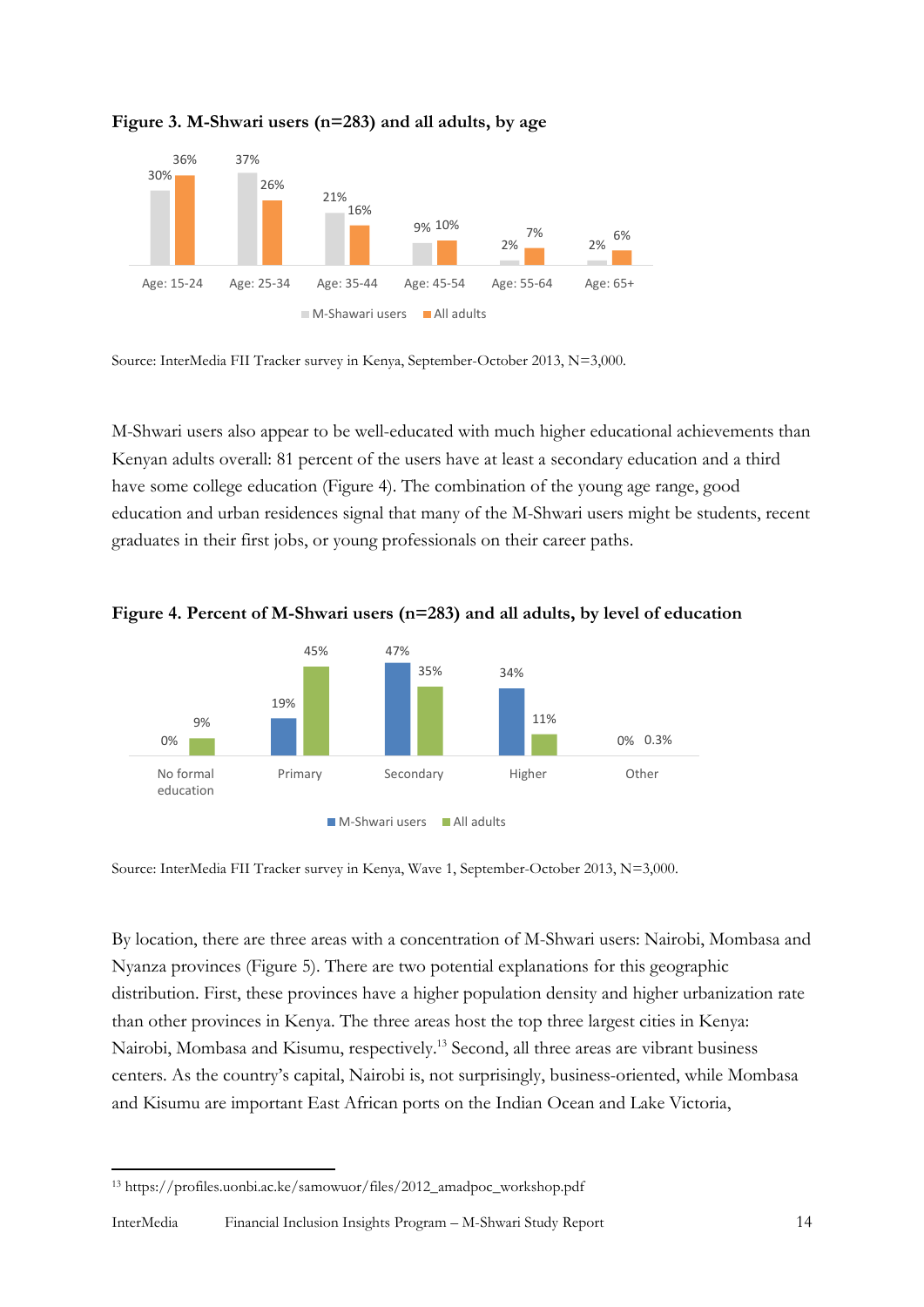**Figure 3. M-Shwari users (n=283) and all adults, by age**

| | Age: 15-24 | Age: 25-34 | Age: 35-44 | Age: 45-54 | Age: 55-64 | Age: 65+ |
|---|---|---|---|---|---|---|
| M-Shawari users | 30% | 37% | 21% | 9% | 2% | 2% |
| All adults | 36% | 26% | 16% | 10% | 7% | 6% |

Source: InterMedia FII Tracker survey in Kenya, September-October 2013, N=3,000.

M-Shwari users also appear to be well-educated with much higher educational achievements than Kenyan adults overall: 81 percent of the users have at least a secondary education and a third have some college education (Figure 4). The combination of the young age range, good education and urban residences signal that many of the M-Shwari users might be students, recent graduates in their first jobs, or young professionals on their career paths.

**Figure 4. Percent of M-Shwari users (n=283) and all adults, by level of education**

| | No formal education | Primary | Secondary | Higher | Other |
|---|---|---|---|---|---|
| M-Shwari users | 0% | 19% | 47% | 34% | 0% |
| All adults | 9% | 45% | 35% | 11% | 0.3% |

Source: InterMedia FII Tracker survey in Kenya, Wave 1, September-October 2013, N=3,000.

By location, there are three areas with a concentration of M-Shwari users: Nairobi, Mombasa and Nyanza provinces (Figure 5). There are two potential explanations for this geographic distribution. First, these provinces have a higher population density and higher urbanization rate than other provinces in Kenya. The three areas host the top three largest cities in Kenya: Nairobi, Mombasa and Kisumu, respectively.[13] Second, all three areas are vibrant business centers. As the country's capital, Nairobi is, not surprisingly, business-oriented, while Mombasa and Kisumu are important East African ports on the Indian Ocean and Lake Victoria,

[13] https://profiles.uonbi.ac.ke/samowuor/files/2012_amadpoc_workshop.pdf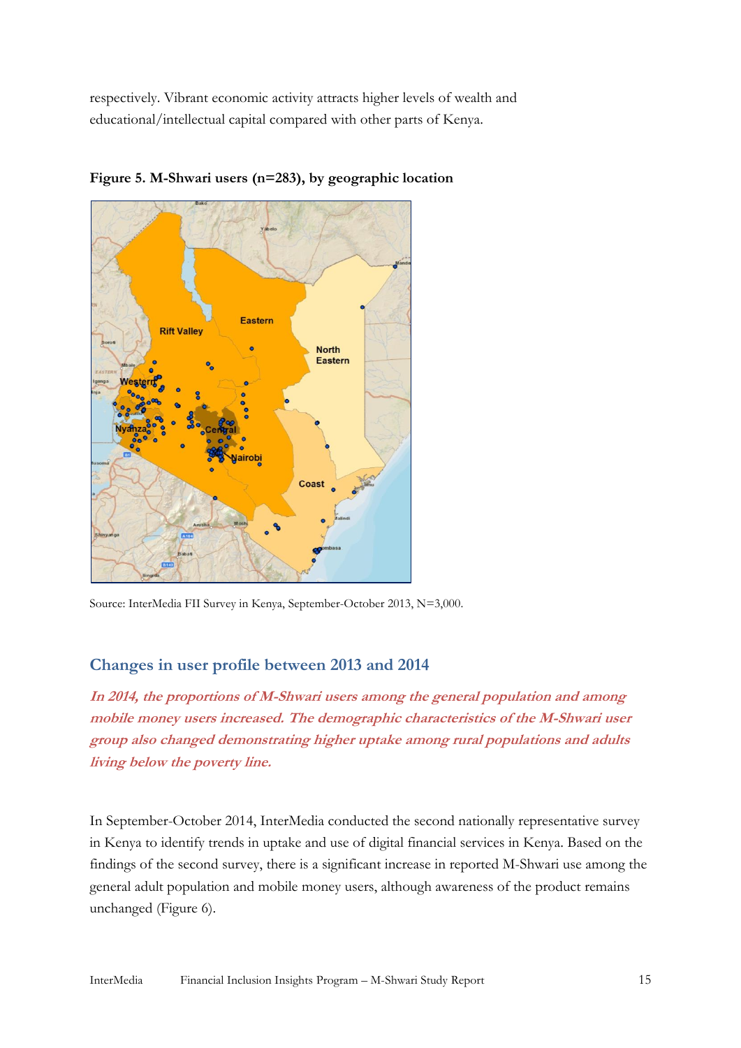respectively. Vibrant economic activity attracts higher levels of wealth and educational/intellectual capital compared with other parts of Kenya.

**Figure 5. M-Shwari users (n=283), by geographic location**

Source: InterMedia FII Survey in Kenya, September-October 2013, N=3,000.

## Changes in user profile between 2013 and 2014

***In 2014, the proportions of M-Shwari users among the general population and among mobile money users increased. The demographic characteristics of the M-Shwari user group also changed demonstrating higher uptake among rural populations and adults living below the poverty line.***

In September-October 2014, InterMedia conducted the second nationally representative survey in Kenya to identify trends in uptake and use of digital financial services in Kenya. Based on the findings of the second survey, there is a significant increase in reported M-Shwari use among the general adult population and mobile money users, although awareness of the product remains unchanged (Figure 6).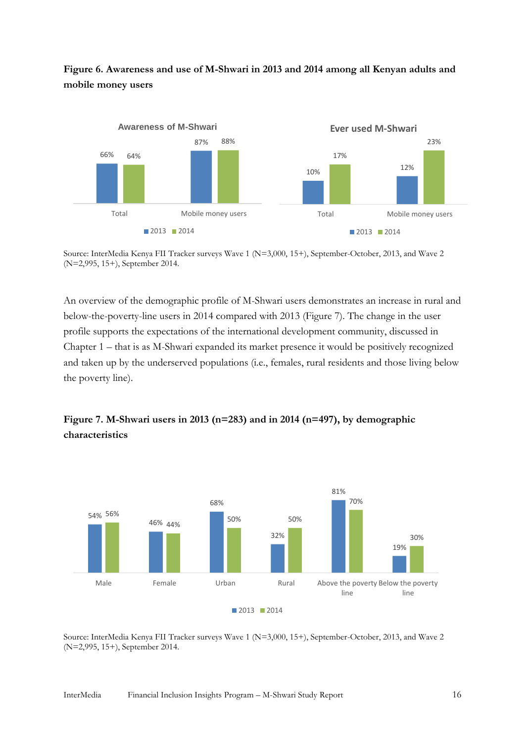**Figure 6. Awareness and use of M-Shwari in 2013 and 2014 among all Kenyan adults and mobile money users**

**Awareness of M-Shwari**

| | 2013 | 2014 |
|---|---|---|
| Total | 66% | 64% |
| Mobile money users | 87% | 88% |

**Ever used M-Shwari**

| | 2013 | 2014 |
|---|---|---|
| Total | 10% | 17% |
| Mobile money users | 12% | 23% |

Source: InterMedia Kenya FII Tracker surveys Wave 1 (N=3,000, 15+), September-October, 2013, and Wave 2 (N=2,995, 15+), September 2014.

An overview of the demographic profile of M-Shwari users demonstrates an increase in rural and below-the-poverty-line users in 2014 compared with 2013 (Figure 7). The change in the user profile supports the expectations of the international development community, discussed in Chapter 1 – that is as M-Shwari expanded its market presence it would be positively recognized and taken up by the underserved populations (i.e., females, rural residents and those living below the poverty line).

**Figure 7. M-Shwari users in 2013 (n=283) and in 2014 (n=497), by demographic characteristics**

| | 2013 | 2014 |
|---|---|---|
| Male | 54% | 56% |
| Female | 46% | 44% |
| Urban | 68% | 50% |
| Rural | 32% | 50% |
| Above the poverty line | 81% | 70% |
| Below the poverty line | 19% | 30% |

Source: InterMedia Kenya FII Tracker surveys Wave 1 (N=3,000, 15+), September-October, 2013, and Wave 2 (N=2,995, 15+), September 2014.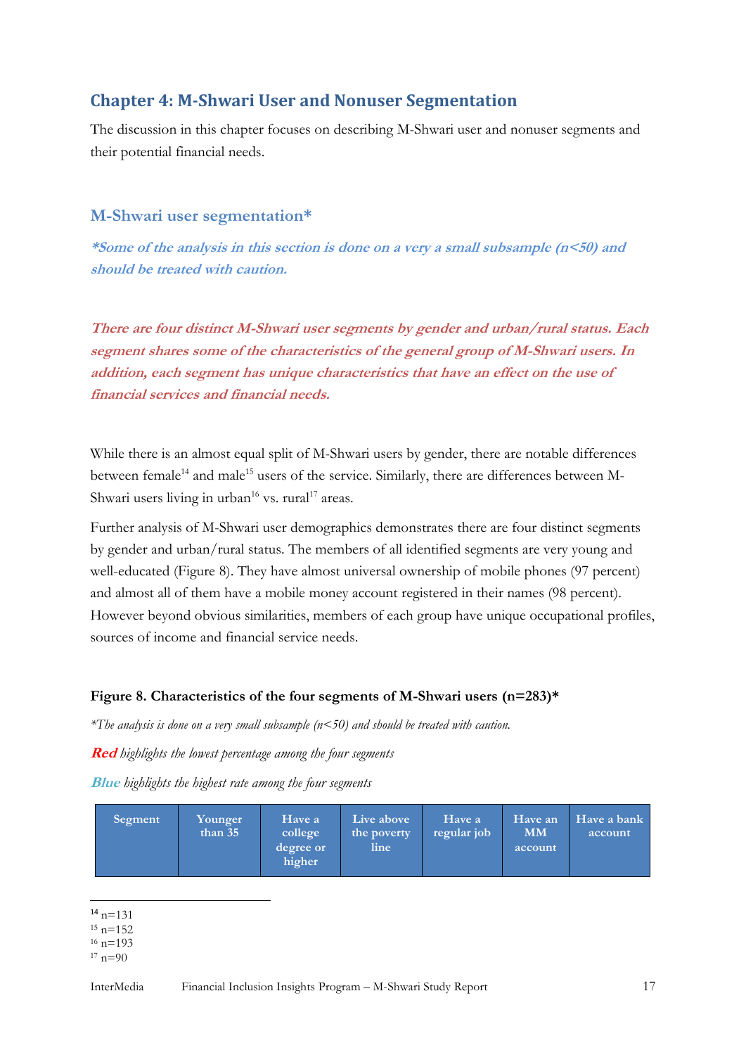## Chapter 4: M-Shwari User and Nonuser Segmentation

The discussion in this chapter focuses on describing M-Shwari user and nonuser segments and their potential financial needs.

### M-Shwari user segmentation*

***Some of the analysis in this section is done on a very a small subsample (n<50) and should be treated with caution.***

***There are four distinct M-Shwari user segments by gender and urban/rural status. Each segment shares some of the characteristics of the general group of M-Shwari users. In addition, each segment has unique characteristics that have an effect on the use of financial services and financial needs.***

While there is an almost equal split of M-Shwari users by gender, there are notable differences between female[14] and male[15] users of the service. Similarly, there are differences between M-Shwari users living in urban[16] vs. rural[17] areas.

Further analysis of M-Shwari user demographics demonstrates there are four distinct segments by gender and urban/rural status. The members of all identified segments are very young and well-educated (Figure 8). They have almost universal ownership of mobile phones (97 percent) and almost all of them have a mobile money account registered in their names (98 percent). However beyond obvious similarities, members of each group have unique occupational profiles, sources of income and financial service needs.

**Figure 8. Characteristics of the four segments of M-Shwari users (n=283)***

*\*The analysis is done on a very small subsample (n<50) and should be treated with caution.*

***Red** highlights the lowest percentage among the four segments*

***Blue** highlights the highest rate among the four segments*

| Segment | Younger than 35 | Have a college degree or higher | Live above the poverty line | Have a regular job | Have an MM account | Have a bank account |
|---|---|---|---|---|---|---|

[14] n=131
[15] n=152
[16] n=193
[17] n=90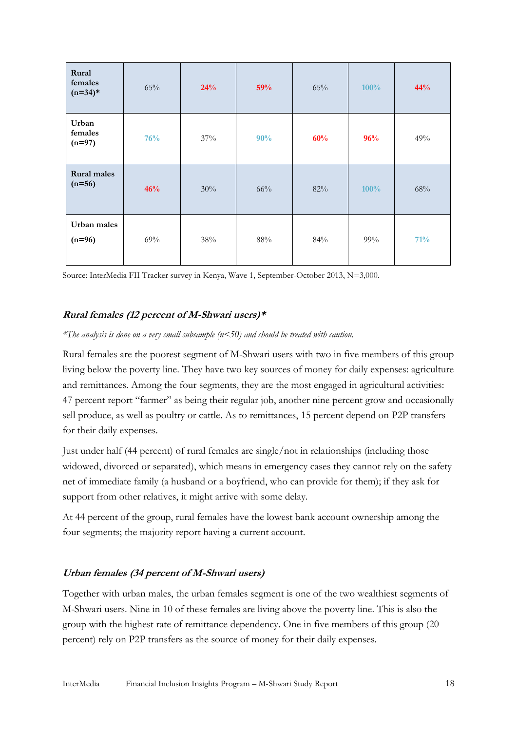| | | | | | | |
|---|---|---|---|---|---|---|
| **Rural females (n=34)*** | 65% | 24% | 59% | 65% | 100% | 44% |
| **Urban females (n=97)** | 76% | 37% | 90% | 60% | 96% | 49% |
| **Rural males (n=56)** | 46% | 30% | 66% | 82% | 100% | 68% |
| **Urban males (n=96)** | 69% | 38% | 88% | 84% | 99% | 71% |

Source: InterMedia FII Tracker survey in Kenya, Wave 1, September-October 2013, N=3,000.

### *Rural females (12 percent of M-Shwari users)**

*\*The analysis is done on a very small subsample (n<50) and should be treated with caution.*

Rural females are the poorest segment of M-Shwari users with two in five members of this group living below the poverty line. They have two key sources of money for daily expenses: agriculture and remittances. Among the four segments, they are the most engaged in agricultural activities: 47 percent report "farmer" as being their regular job, another nine percent grow and occasionally sell produce, as well as poultry or cattle. As to remittances, 15 percent depend on P2P transfers for their daily expenses.

Just under half (44 percent) of rural females are single/not in relationships (including those widowed, divorced or separated), which means in emergency cases they cannot rely on the safety net of immediate family (a husband or a boyfriend, who can provide for them); if they ask for support from other relatives, it might arrive with some delay.

At 44 percent of the group, rural females have the lowest bank account ownership among the four segments; the majority report having a current account.

### *Urban females (34 percent of M-Shwari users)*

Together with urban males, the urban females segment is one of the two wealthiest segments of M-Shwari users. Nine in 10 of these females are living above the poverty line. This is also the group with the highest rate of remittance dependency. One in five members of this group (20 percent) rely on P2P transfers as the source of money for their daily expenses.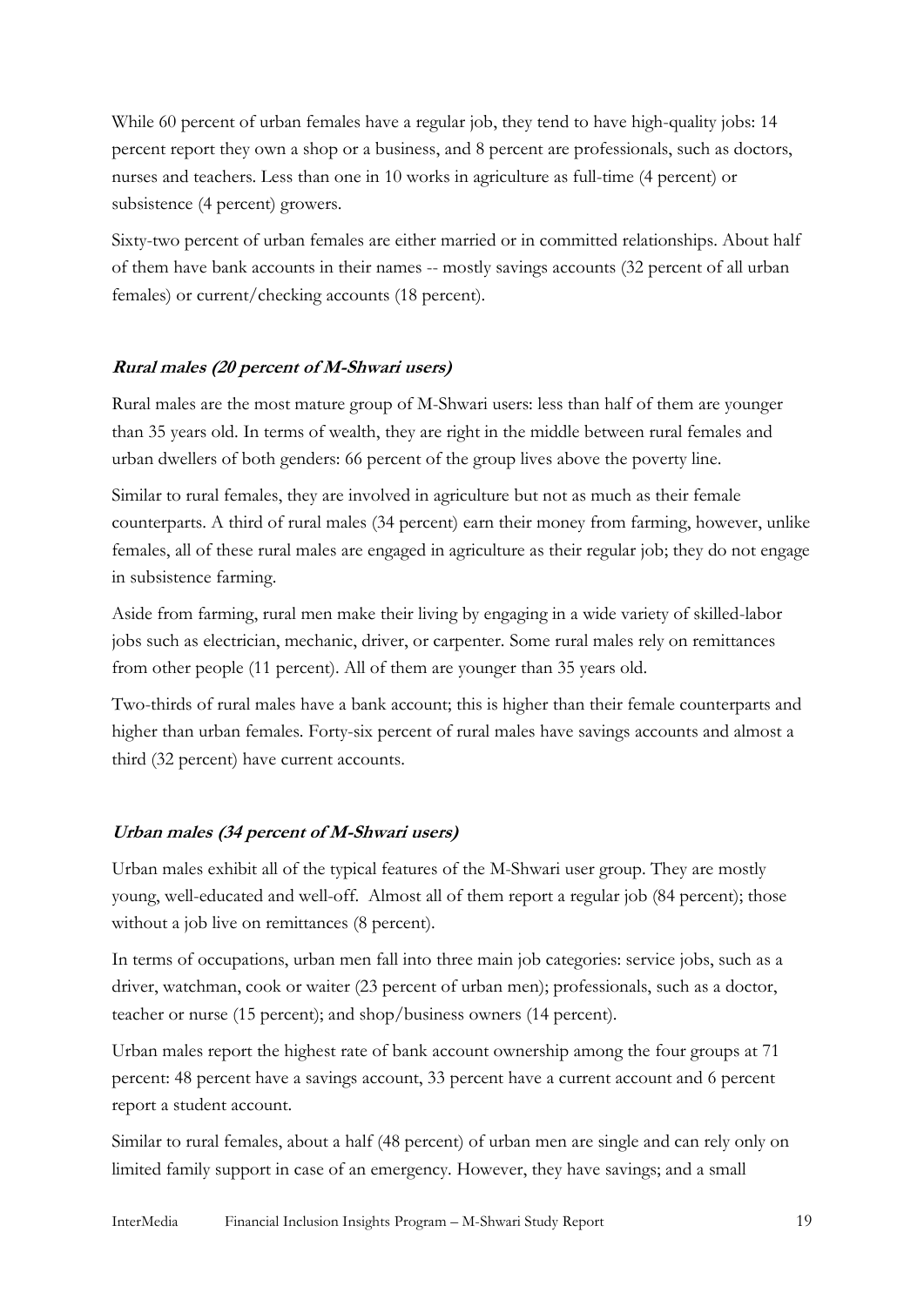While 60 percent of urban females have a regular job, they tend to have high-quality jobs: 14 percent report they own a shop or a business, and 8 percent are professionals, such as doctors, nurses and teachers. Less than one in 10 works in agriculture as full-time (4 percent) or subsistence (4 percent) growers.

Sixty-two percent of urban females are either married or in committed relationships. About half of them have bank accounts in their names -- mostly savings accounts (32 percent of all urban females) or current/checking accounts (18 percent).

#### *Rural males (20 percent of M-Shwari users)*

Rural males are the most mature group of M-Shwari users: less than half of them are younger than 35 years old. In terms of wealth, they are right in the middle between rural females and urban dwellers of both genders: 66 percent of the group lives above the poverty line.

Similar to rural females, they are involved in agriculture but not as much as their female counterparts. A third of rural males (34 percent) earn their money from farming, however, unlike females, all of these rural males are engaged in agriculture as their regular job; they do not engage in subsistence farming.

Aside from farming, rural men make their living by engaging in a wide variety of skilled-labor jobs such as electrician, mechanic, driver, or carpenter. Some rural males rely on remittances from other people (11 percent). All of them are younger than 35 years old.

Two-thirds of rural males have a bank account; this is higher than their female counterparts and higher than urban females. Forty-six percent of rural males have savings accounts and almost a third (32 percent) have current accounts.

#### *Urban males (34 percent of M-Shwari users)*

Urban males exhibit all of the typical features of the M-Shwari user group. They are mostly young, well-educated and well-off. Almost all of them report a regular job (84 percent); those without a job live on remittances (8 percent).

In terms of occupations, urban men fall into three main job categories: service jobs, such as a driver, watchman, cook or waiter (23 percent of urban men); professionals, such as a doctor, teacher or nurse (15 percent); and shop/business owners (14 percent).

Urban males report the highest rate of bank account ownership among the four groups at 71 percent: 48 percent have a savings account, 33 percent have a current account and 6 percent report a student account.

Similar to rural females, about a half (48 percent) of urban men are single and can rely only on limited family support in case of an emergency. However, they have savings; and a small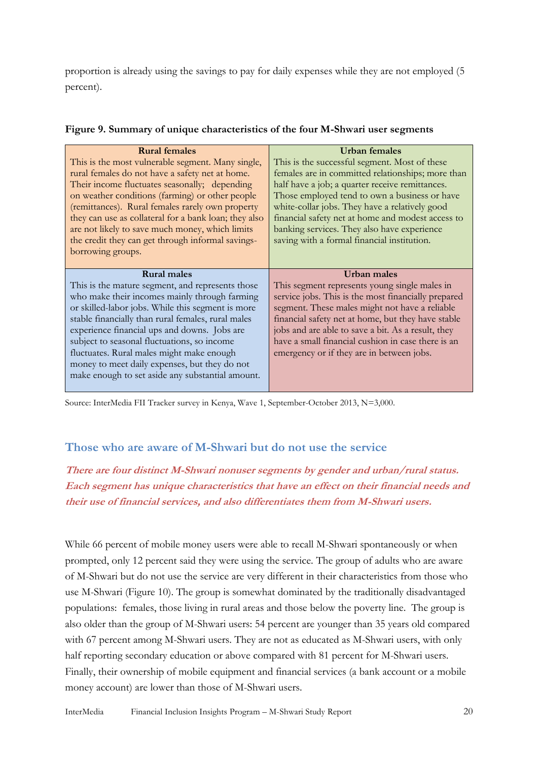proportion is already using the savings to pay for daily expenses while they are not employed (5 percent).

**Figure 9. Summary of unique characteristics of the four M-Shwari user segments**

| **Rural females** | **Urban females** |
|---|---|
| This is the most vulnerable segment. Many single, rural females do not have a safety net at home. Their income fluctuates seasonally; depending on weather conditions (farming) or other people (remittances). Rural females rarely own property they can use as collateral for a bank loan; they also are not likely to save much money, which limits the credit they can get through informal savings-borrowing groups. | This is the successful segment. Most of these females are in committed relationships; more than half have a job; a quarter receive remittances. Those employed tend to own a business or have white-collar jobs. They have a relatively good financial safety net at home and modest access to banking services. They also have experience saving with a formal financial institution. |
| **Rural males** | **Urban males** |
| This is the mature segment, and represents those who make their incomes mainly through farming or skilled-labor jobs. While this segment is more stable financially than rural females, rural males experience financial ups and downs. Jobs are subject to seasonal fluctuations, so income fluctuates. Rural males might make enough money to meet daily expenses, but they do not make enough to set aside any substantial amount. | This segment represents young single males in service jobs. This is the most financially prepared segment. These males might not have a reliable financial safety net at home, but they have stable jobs and are able to save a bit. As a result, they have a small financial cushion in case there is an emergency or if they are in between jobs. |

Source: InterMedia FII Tracker survey in Kenya, Wave 1, September-October 2013, N=3,000.

## Those who are aware of M-Shwari but do not use the service

***There are four distinct M-Shwari nonuser segments by gender and urban/rural status. Each segment has unique characteristics that have an effect on their financial needs and their use of financial services, and also differentiates them from M-Shwari users.***

While 66 percent of mobile money users were able to recall M-Shwari spontaneously or when prompted, only 12 percent said they were using the service. The group of adults who are aware of M-Shwari but do not use the service are very different in their characteristics from those who use M-Shwari (Figure 10). The group is somewhat dominated by the traditionally disadvantaged populations: females, those living in rural areas and those below the poverty line. The group is also older than the group of M-Shwari users: 54 percent are younger than 35 years old compared with 67 percent among M-Shwari users. They are not as educated as M-Shwari users, with only half reporting secondary education or above compared with 81 percent for M-Shwari users. Finally, their ownership of mobile equipment and financial services (a bank account or a mobile money account) are lower than those of M-Shwari users.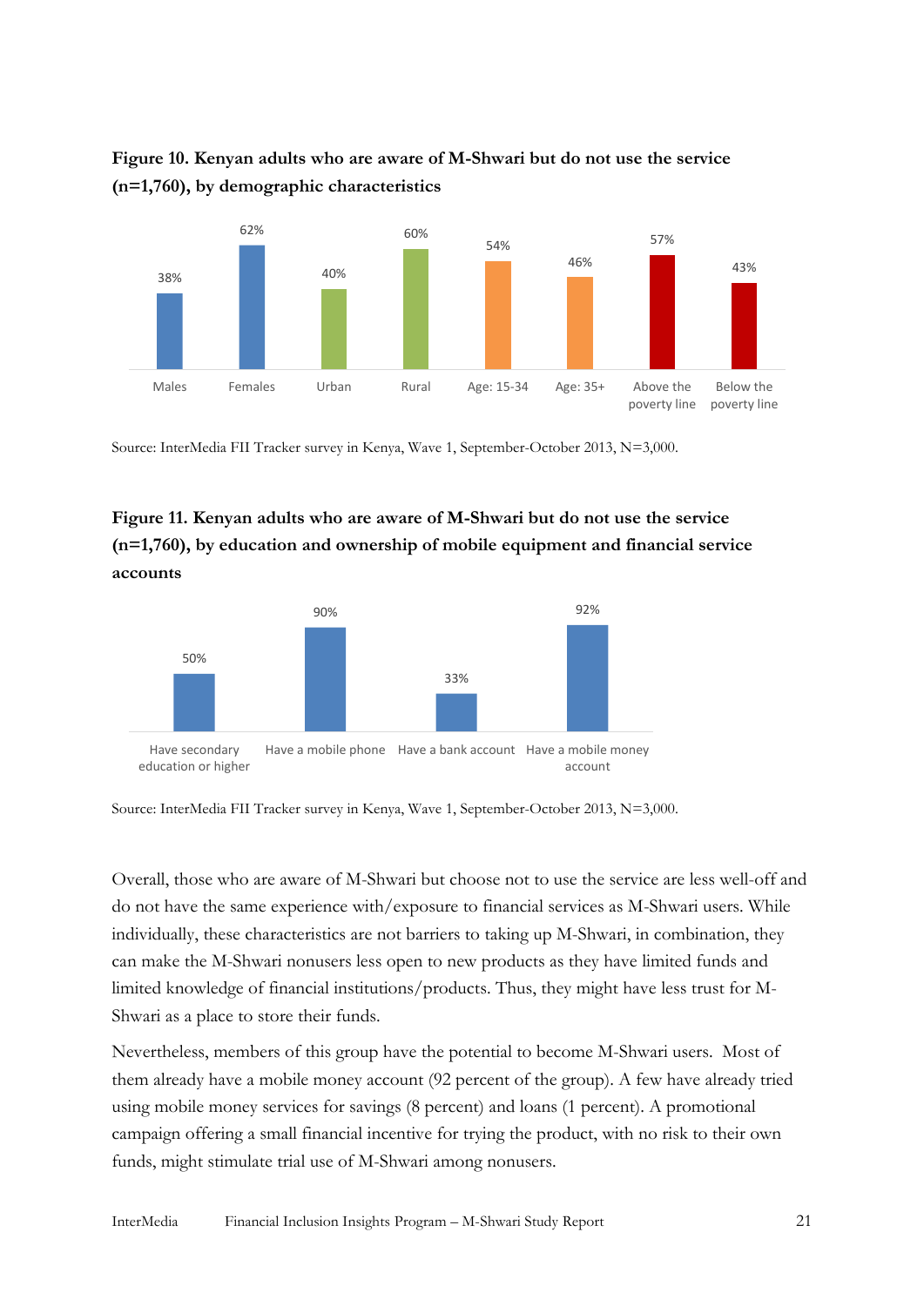**Figure 10. Kenyan adults who are aware of M-Shwari but do not use the service (n=1,760), by demographic characteristics**

| Males | Females | Urban | Rural | Age: 15-34 | Age: 35+ | Above the poverty line | Below the poverty line |
|---|---|---|---|---|---|---|---|
| 38% | 62% | 40% | 60% | 54% | 46% | 57% | 43% |

Source: InterMedia FII Tracker survey in Kenya, Wave 1, September-October 2013, N=3,000.

**Figure 11. Kenyan adults who are aware of M-Shwari but do not use the service (n=1,760), by education and ownership of mobile equipment and financial service accounts**

| Have secondary education or higher | Have a mobile phone | Have a bank account | Have a mobile money account |
|---|---|---|---|
| 50% | 90% | 33% | 92% |

Source: InterMedia FII Tracker survey in Kenya, Wave 1, September-October 2013, N=3,000.

Overall, those who are aware of M-Shwari but choose not to use the service are less well-off and do not have the same experience with/exposure to financial services as M-Shwari users. While individually, these characteristics are not barriers to taking up M-Shwari, in combination, they can make the M-Shwari nonusers less open to new products as they have limited funds and limited knowledge of financial institutions/products. Thus, they might have less trust for M-Shwari as a place to store their funds.

Nevertheless, members of this group have the potential to become M-Shwari users. Most of them already have a mobile money account (92 percent of the group). A few have already tried using mobile money services for savings (8 percent) and loans (1 percent). A promotional campaign offering a small financial incentive for trying the product, with no risk to their own funds, might stimulate trial use of M-Shwari among nonusers.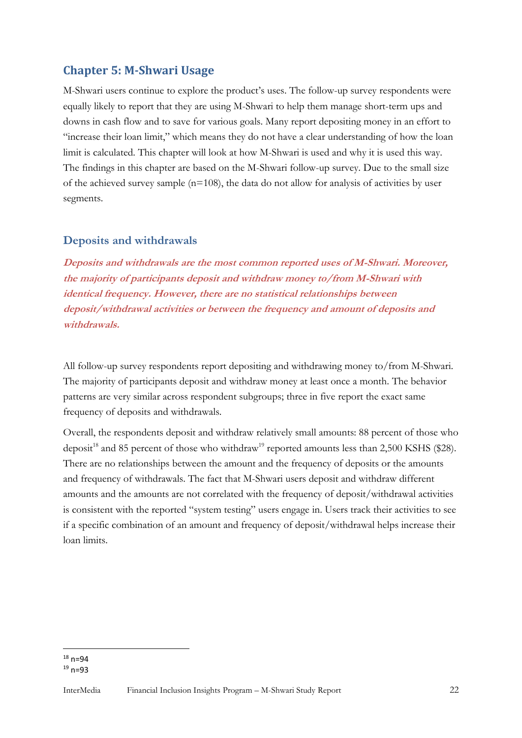# Chapter 5: M-Shwari Usage

M-Shwari users continue to explore the product's uses. The follow-up survey respondents were equally likely to report that they are using M-Shwari to help them manage short-term ups and downs in cash flow and to save for various goals. Many report depositing money in an effort to "increase their loan limit," which means they do not have a clear understanding of how the loan limit is calculated. This chapter will look at how M-Shwari is used and why it is used this way. The findings in this chapter are based on the M-Shwari follow-up survey. Due to the small size of the achieved survey sample (n=108), the data do not allow for analysis of activities by user segments.

## Deposits and withdrawals

***Deposits and withdrawals are the most common reported uses of M-Shwari. Moreover, the majority of participants deposit and withdraw money to/from M-Shwari with identical frequency. However, there are no statistical relationships between deposit/withdrawal activities or between the frequency and amount of deposits and withdrawals.***

All follow-up survey respondents report depositing and withdrawing money to/from M-Shwari. The majority of participants deposit and withdraw money at least once a month. The behavior patterns are very similar across respondent subgroups; three in five report the exact same frequency of deposits and withdrawals.

Overall, the respondents deposit and withdraw relatively small amounts: 88 percent of those who deposit[18] and 85 percent of those who withdraw[19] reported amounts less than 2,500 KSHS ($28). There are no relationships between the amount and the frequency of deposits or the amounts and frequency of withdrawals. The fact that M-Shwari users deposit and withdraw different amounts and the amounts are not correlated with the frequency of deposit/withdrawal activities is consistent with the reported "system testing" users engage in. Users track their activities to see if a specific combination of an amount and frequency of deposit/withdrawal helps increase their loan limits.

---

[18] n=94

[19] n=93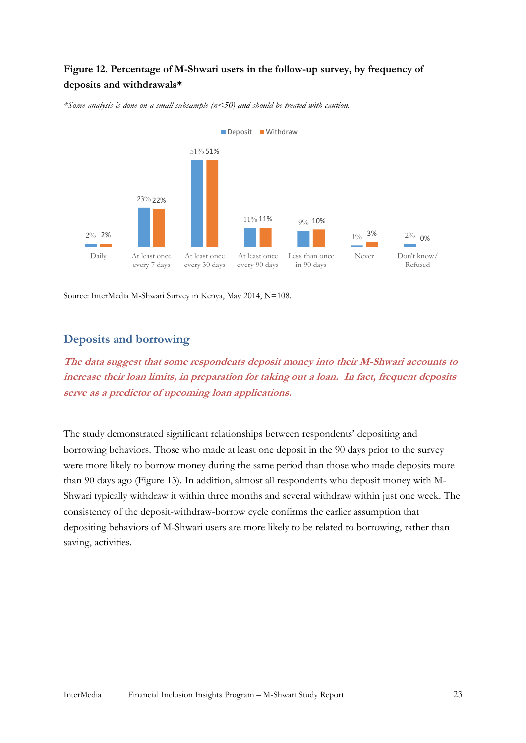**Figure 12. Percentage of M-Shwari users in the follow-up survey, by frequency of deposits and withdrawals***

*\*Some analysis is done on a small subsample (n<50) and should be treated with caution.*

| | Deposit | Withdraw |
|---|---|---|
| Daily | 2% | 2% |
| At least once every 7 days | 23% | 22% |
| At least once every 30 days | 51% | 51% |
| At least once every 90 days | 11% | 11% |
| Less than once in 90 days | 9% | 10% |
| Never | 1% | 3% |
| Don't know/ Refused | 2% | 0% |

Source: InterMedia M-Shwari Survey in Kenya, May 2014, N=108.

## Deposits and borrowing

***The data suggest that some respondents deposit money into their M-Shwari accounts to increase their loan limits, in preparation for taking out a loan. In fact, frequent deposits serve as a predictor of upcoming loan applications.***

The study demonstrated significant relationships between respondents' depositing and borrowing behaviors. Those who made at least one deposit in the 90 days prior to the survey were more likely to borrow money during the same period than those who made deposits more than 90 days ago (Figure 13). In addition, almost all respondents who deposit money with M-Shwari typically withdraw it within three months and several withdraw within just one week. The consistency of the deposit-withdraw-borrow cycle confirms the earlier assumption that depositing behaviors of M-Shwari users are more likely to be related to borrowing, rather than saving, activities.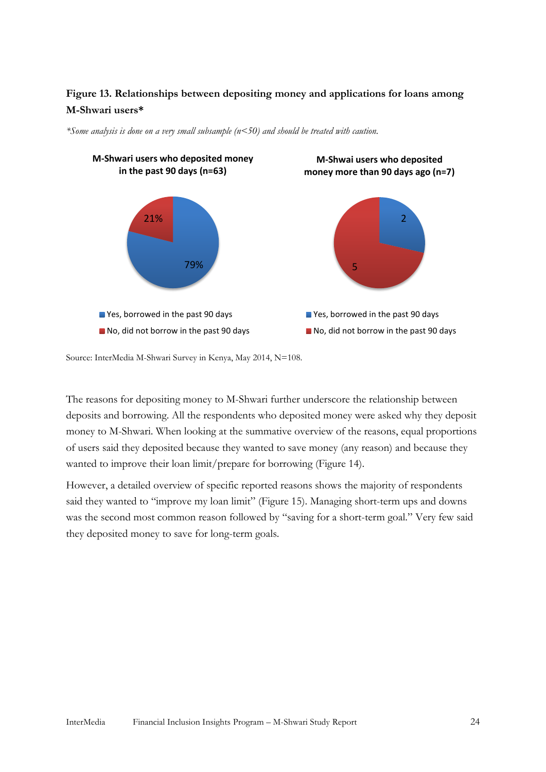**Figure 13. Relationships between depositing money and applications for loans among M-Shwari users***

*\*Some analysis is done on a very small subsample (n<50) and should be treated with caution.*

**M-Shwari users who deposited money in the past 90 days (n=63)**

- Yes, borrowed in the past 90 days: 79%
- No, did not borrow in the past 90 days: 21%

**M-Shwai users who deposited money more than 90 days ago (n=7)**

- Yes, borrowed in the past 90 days: 2
- No, did not borrow in the past 90 days: 5

Source: InterMedia M-Shwari Survey in Kenya, May 2014, N=108.

The reasons for depositing money to M-Shwari further underscore the relationship between deposits and borrowing. All the respondents who deposited money were asked why they deposit money to M-Shwari. When looking at the summative overview of the reasons, equal proportions of users said they deposited because they wanted to save money (any reason) and because they wanted to improve their loan limit/prepare for borrowing (Figure 14).

However, a detailed overview of specific reported reasons shows the majority of respondents said they wanted to "improve my loan limit" (Figure 15). Managing short-term ups and downs was the second most common reason followed by "saving for a short-term goal." Very few said they deposited money to save for long-term goals.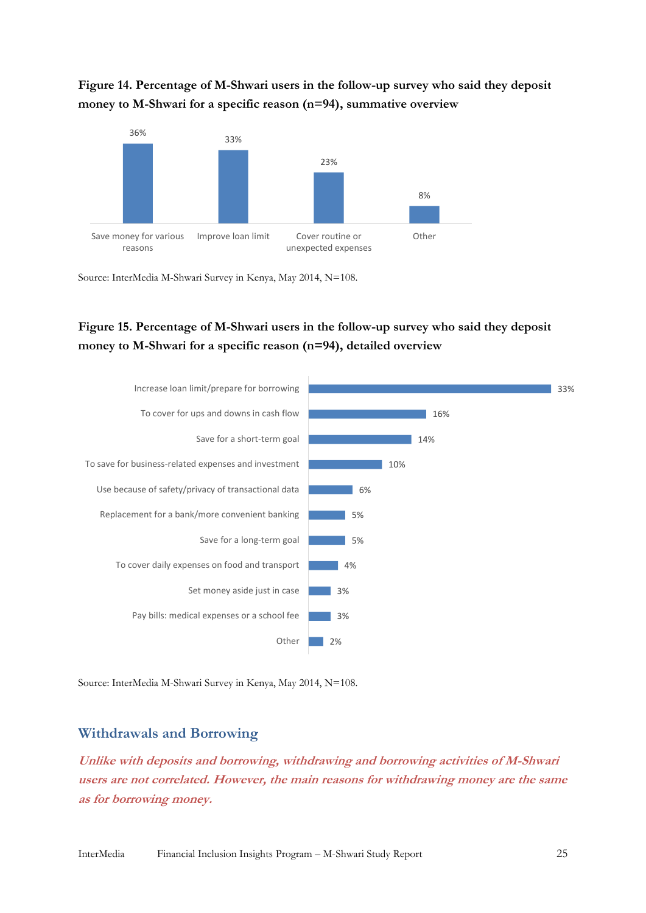**Figure 14. Percentage of M-Shwari users in the follow-up survey who said they deposit money to M-Shwari for a specific reason (n=94), summative overview**

| Reason | Percentage |
|---|---|
| Save money for various reasons | 36% |
| Improve loan limit | 33% |
| Cover routine or unexpected expenses | 23% |
| Other | 8% |

Source: InterMedia M-Shwari Survey in Kenya, May 2014, N=108.

**Figure 15. Percentage of M-Shwari users in the follow-up survey who said they deposit money to M-Shwari for a specific reason (n=94), detailed overview**

| Reason | Percentage |
|---|---|
| Increase loan limit/prepare for borrowing | 33% |
| To cover for ups and downs in cash flow | 16% |
| Save for a short-term goal | 14% |
| To save for business-related expenses and investment | 10% |
| Use because of safety/privacy of transactional data | 6% |
| Replacement for a bank/more convenient banking | 5% |
| Save for a long-term goal | 5% |
| To cover daily expenses on food and transport | 4% |
| Set money aside just in case | 3% |
| Pay bills: medical expenses or a school fee | 3% |
| Other | 2% |

Source: InterMedia M-Shwari Survey in Kenya, May 2014, N=108.

## Withdrawals and Borrowing

***Unlike with deposits and borrowing, withdrawing and borrowing activities of M-Shwari users are not correlated. However, the main reasons for withdrawing money are the same as for borrowing money.***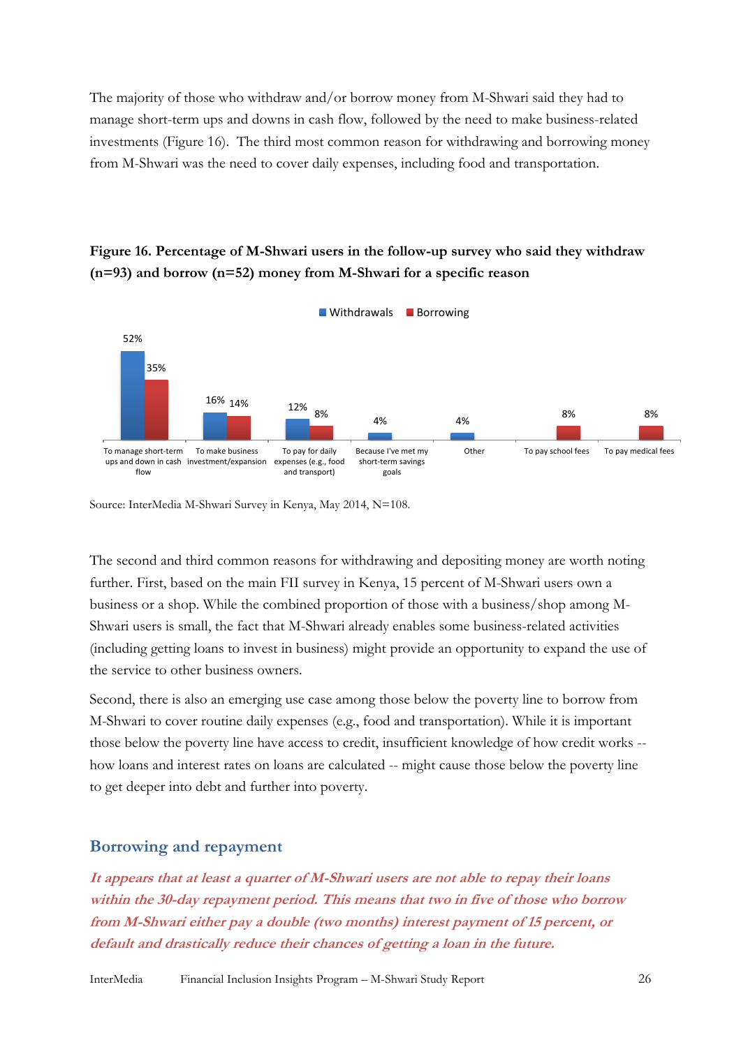The majority of those who withdraw and/or borrow money from M-Shwari said they had to manage short-term ups and downs in cash flow, followed by the need to make business-related investments (Figure 16). The third most common reason for withdrawing and borrowing money from M-Shwari was the need to cover daily expenses, including food and transportation.

**Figure 16. Percentage of M-Shwari users in the follow-up survey who said they withdraw (n=93) and borrow (n=52) money from M-Shwari for a specific reason**

| Reason | Withdrawals | Borrowing |
|---|---|---|
| To manage short-term ups and down in cash flow | 52% | 35% |
| To make business investment/expansion | 16% | 14% |
| To pay for daily expenses (e.g., food and transport) | 12% | 8% |
| Because I've met my short-term savings goals | 4% | |
| Other | 4% | |
| To pay school fees | | 8% |
| To pay medical fees | | 8% |

Source: InterMedia M-Shwari Survey in Kenya, May 2014, N=108.

The second and third common reasons for withdrawing and depositing money are worth noting further. First, based on the main FII survey in Kenya, 15 percent of M-Shwari users own a business or a shop. While the combined proportion of those with a business/shop among M-Shwari users is small, the fact that M-Shwari already enables some business-related activities (including getting loans to invest in business) might provide an opportunity to expand the use of the service to other business owners.

Second, there is also an emerging use case among those below the poverty line to borrow from M-Shwari to cover routine daily expenses (e.g., food and transportation). While it is important those below the poverty line have access to credit, insufficient knowledge of how credit works -- how loans and interest rates on loans are calculated -- might cause those below the poverty line to get deeper into debt and further into poverty.

## Borrowing and repayment

***It appears that at least a quarter of M-Shwari users are not able to repay their loans within the 30-day repayment period. This means that two in five of those who borrow from M-Shwari either pay a double (two months) interest payment of 15 percent, or default and drastically reduce their chances of getting a loan in the future.***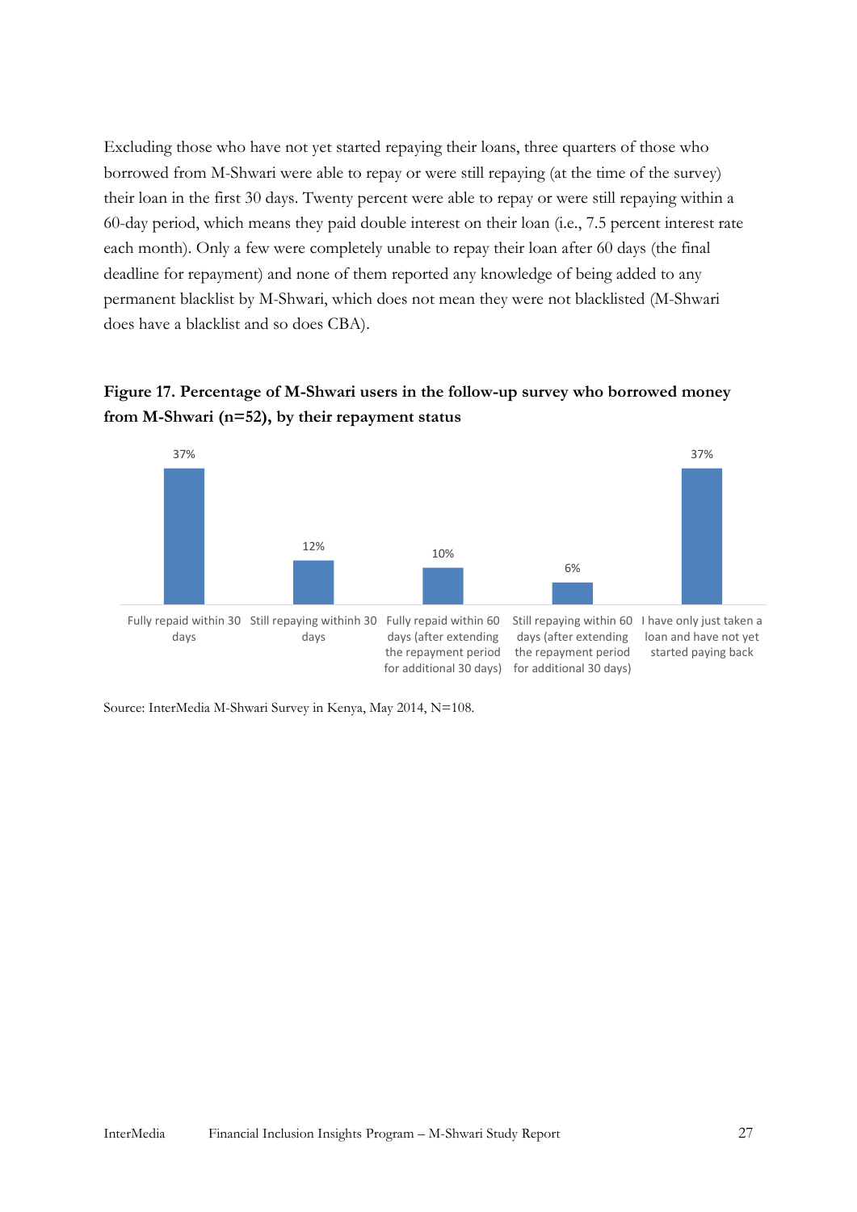Excluding those who have not yet started repaying their loans, three quarters of those who borrowed from M-Shwari were able to repay or were still repaying (at the time of the survey) their loan in the first 30 days. Twenty percent were able to repay or were still repaying within a 60-day period, which means they paid double interest on their loan (i.e., 7.5 percent interest rate each month). Only a few were completely unable to repay their loan after 60 days (the final deadline for repayment) and none of them reported any knowledge of being added to any permanent blacklist by M-Shwari, which does not mean they were not blacklisted (M-Shwari does have a blacklist and so does CBA).

**Figure 17. Percentage of M-Shwari users in the follow-up survey who borrowed money from M-Shwari (n=52), by their repayment status**

| Repayment status | Percentage |
|---|---|
| Fully repaid within 30 days | 37% |
| Still repaying withinh 30 days | 12% |
| Fully repaid within 60 days (after extending the repayment period for additional 30 days) | 10% |
| Still repaying within 60 days (after extending the repayment period for additional 30 days) | 6% |
| I have only just taken a loan and have not yet started paying back | 37% |

Source: InterMedia M-Shwari Survey in Kenya, May 2014, N=108.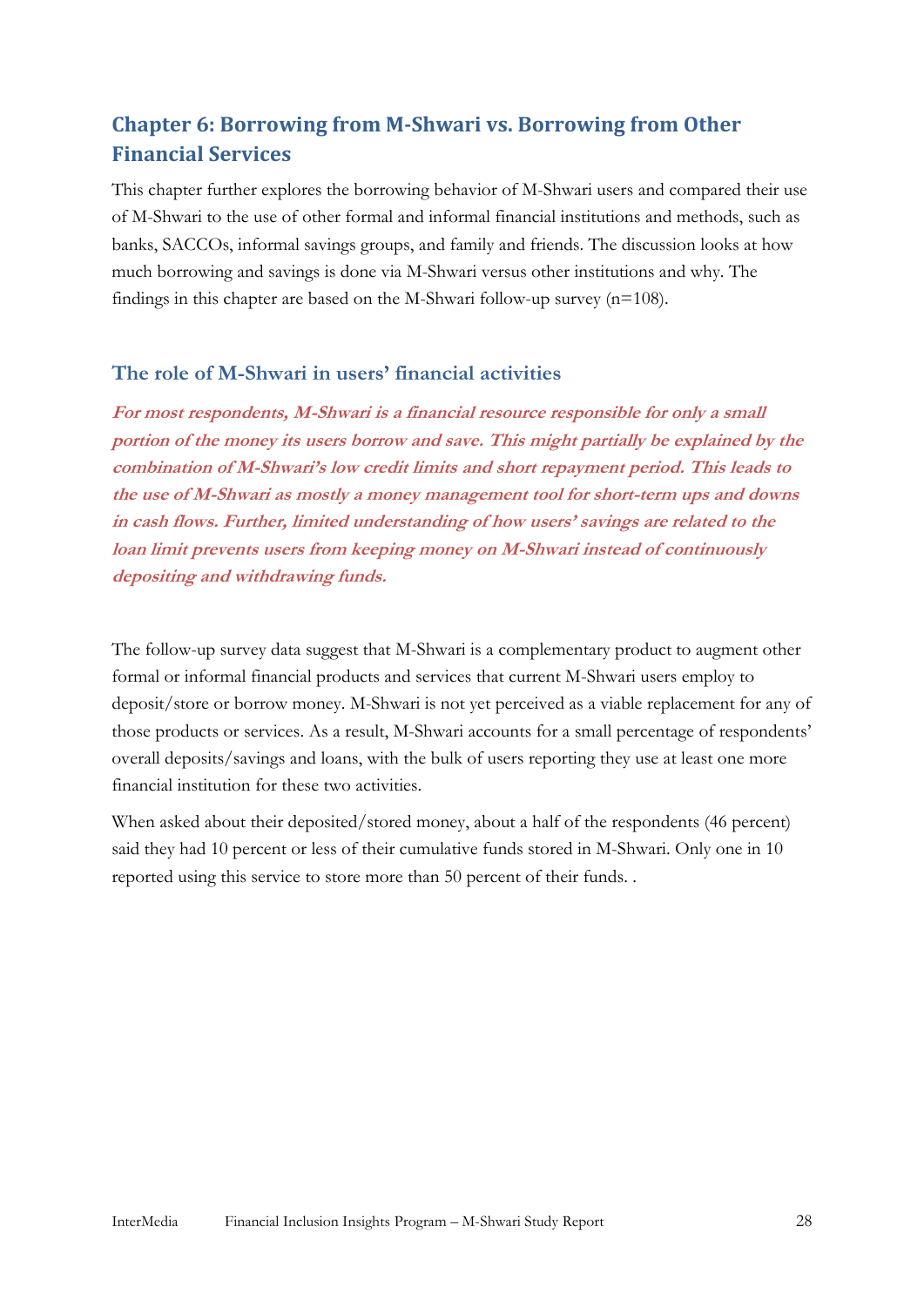## Chapter 6: Borrowing from M-Shwari vs. Borrowing from Other Financial Services

This chapter further explores the borrowing behavior of M-Shwari users and compared their use of M-Shwari to the use of other formal and informal financial institutions and methods, such as banks, SACCOs, informal savings groups, and family and friends. The discussion looks at how much borrowing and savings is done via M-Shwari versus other institutions and why. The findings in this chapter are based on the M-Shwari follow-up survey (n=108).

### The role of M-Shwari in users' financial activities

***For most respondents, M-Shwari is a financial resource responsible for only a small portion of the money its users borrow and save. This might partially be explained by the combination of M-Shwari's low credit limits and short repayment period. This leads to the use of M-Shwari as mostly a money management tool for short-term ups and downs in cash flows. Further, limited understanding of how users' savings are related to the loan limit prevents users from keeping money on M-Shwari instead of continuously depositing and withdrawing funds.***

The follow-up survey data suggest that M-Shwari is a complementary product to augment other formal or informal financial products and services that current M-Shwari users employ to deposit/store or borrow money. M-Shwari is not yet perceived as a viable replacement for any of those products or services. As a result, M-Shwari accounts for a small percentage of respondents' overall deposits/savings and loans, with the bulk of users reporting they use at least one more financial institution for these two activities.

When asked about their deposited/stored money, about a half of the respondents (46 percent) said they had 10 percent or less of their cumulative funds stored in M-Shwari. Only one in 10 reported using this service to store more than 50 percent of their funds. .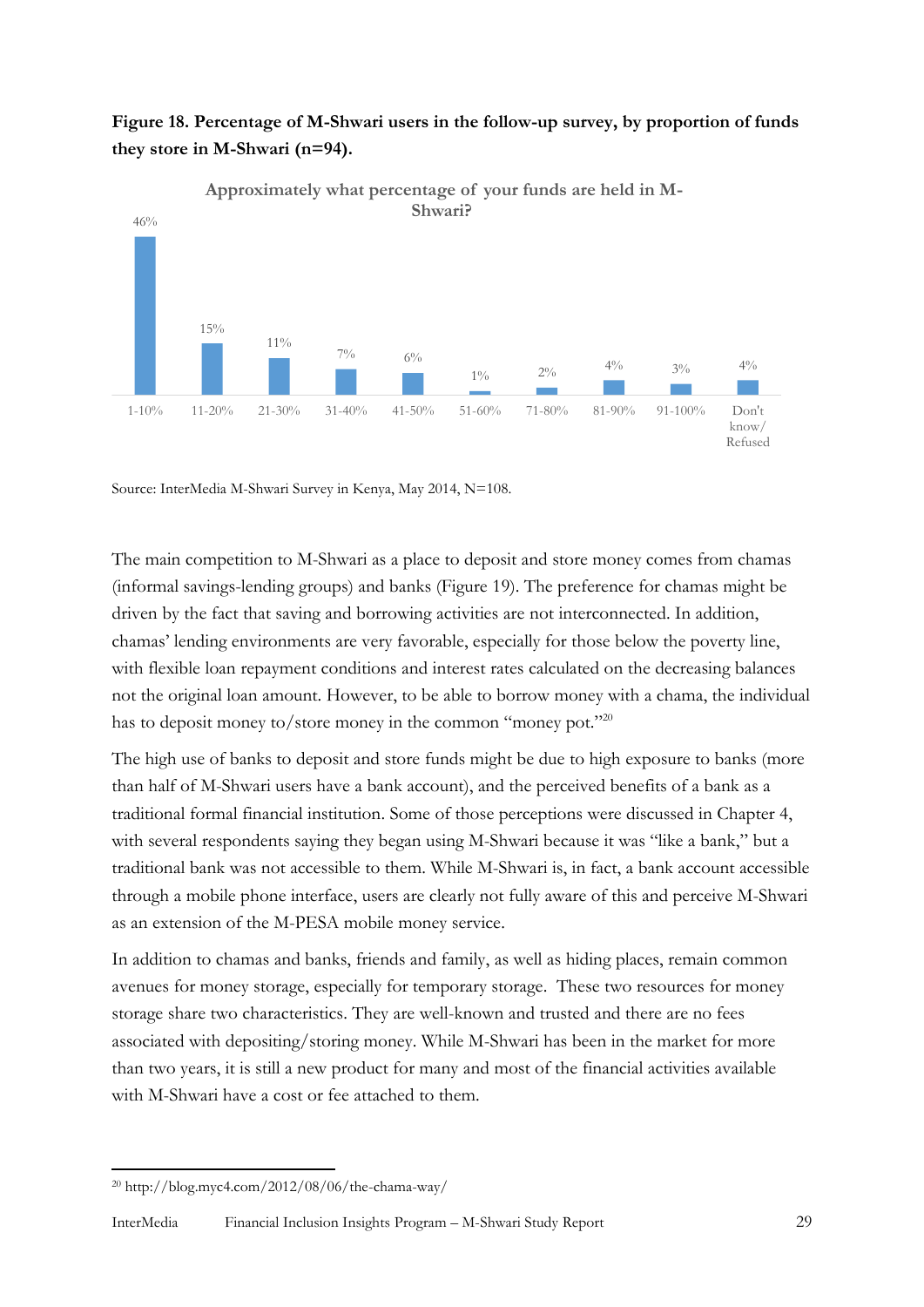**Figure 18. Percentage of M-Shwari users in the follow-up survey, by proportion of funds they store in M-Shwari (n=94).**

Approximately what percentage of your funds are held in M-Shwari?

| Proportion of funds | Percentage |
|---|---|
| 1-10% | 46% |
| 11-20% | 15% |
| 21-30% | 11% |
| 31-40% | 7% |
| 41-50% | 6% |
| 51-60% | 1% |
| 71-80% | 2% |
| 81-90% | 4% |
| 91-100% | 3% |
| Don't know/ Refused | 4% |

Source: InterMedia M-Shwari Survey in Kenya, May 2014, N=108.

The main competition to M-Shwari as a place to deposit and store money comes from chamas (informal savings-lending groups) and banks (Figure 19). The preference for chamas might be driven by the fact that saving and borrowing activities are not interconnected. In addition, chamas' lending environments are very favorable, especially for those below the poverty line, with flexible loan repayment conditions and interest rates calculated on the decreasing balances not the original loan amount. However, to be able to borrow money with a chama, the individual has to deposit money to/store money in the common "money pot."[20]

The high use of banks to deposit and store funds might be due to high exposure to banks (more than half of M-Shwari users have a bank account), and the perceived benefits of a bank as a traditional formal financial institution. Some of those perceptions were discussed in Chapter 4, with several respondents saying they began using M-Shwari because it was "like a bank," but a traditional bank was not accessible to them. While M-Shwari is, in fact, a bank account accessible through a mobile phone interface, users are clearly not fully aware of this and perceive M-Shwari as an extension of the M-PESA mobile money service.

In addition to chamas and banks, friends and family, as well as hiding places, remain common avenues for money storage, especially for temporary storage. These two resources for money storage share two characteristics. They are well-known and trusted and there are no fees associated with depositing/storing money. While M-Shwari has been in the market for more than two years, it is still a new product for many and most of the financial activities available with M-Shwari have a cost or fee attached to them.

---

[20] http://blog.myc4.com/2012/08/06/the-chama-way/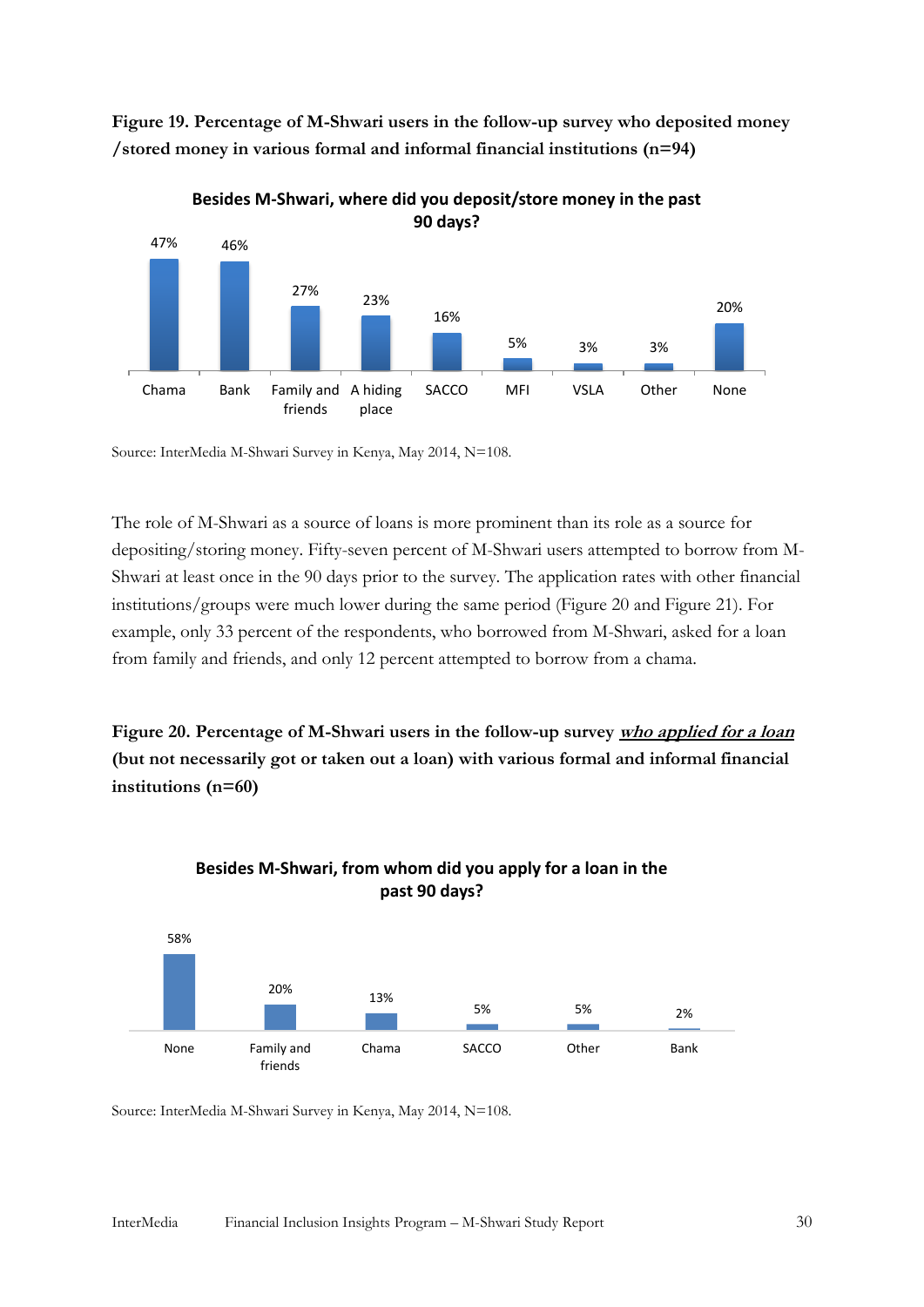**Figure 19. Percentage of M-Shwari users in the follow-up survey who deposited money /stored money in various formal and informal financial institutions (n=94)**

**Besides M-Shwari, where did you deposit/store money in the past 90 days?**

| Chama | Bank | Family and friends | A hiding place | SACCO | MFI | VSLA | Other | None |
|---|---|---|---|---|---|---|---|---|
| 47% | 46% | 27% | 23% | 16% | 5% | 3% | 3% | 20% |

Source: InterMedia M-Shwari Survey in Kenya, May 2014, N=108.

The role of M-Shwari as a source of loans is more prominent than its role as a source for depositing/storing money. Fifty-seven percent of M-Shwari users attempted to borrow from M-Shwari at least once in the 90 days prior to the survey. The application rates with other financial institutions/groups were much lower during the same period (Figure 20 and Figure 21). For example, only 33 percent of the respondents, who borrowed from M-Shwari, asked for a loan from family and friends, and only 12 percent attempted to borrow from a chama.

**Figure 20. Percentage of M-Shwari users in the follow-up survey *who applied for a loan* (but not necessarily got or taken out a loan) with various formal and informal financial institutions (n=60)**

**Besides M-Shwari, from whom did you apply for a loan in the past 90 days?**

| None | Family and friends | Chama | SACCO | Other | Bank |
|---|---|---|---|---|---|
| 58% | 20% | 13% | 5% | 5% | 2% |

Source: InterMedia M-Shwari Survey in Kenya, May 2014, N=108.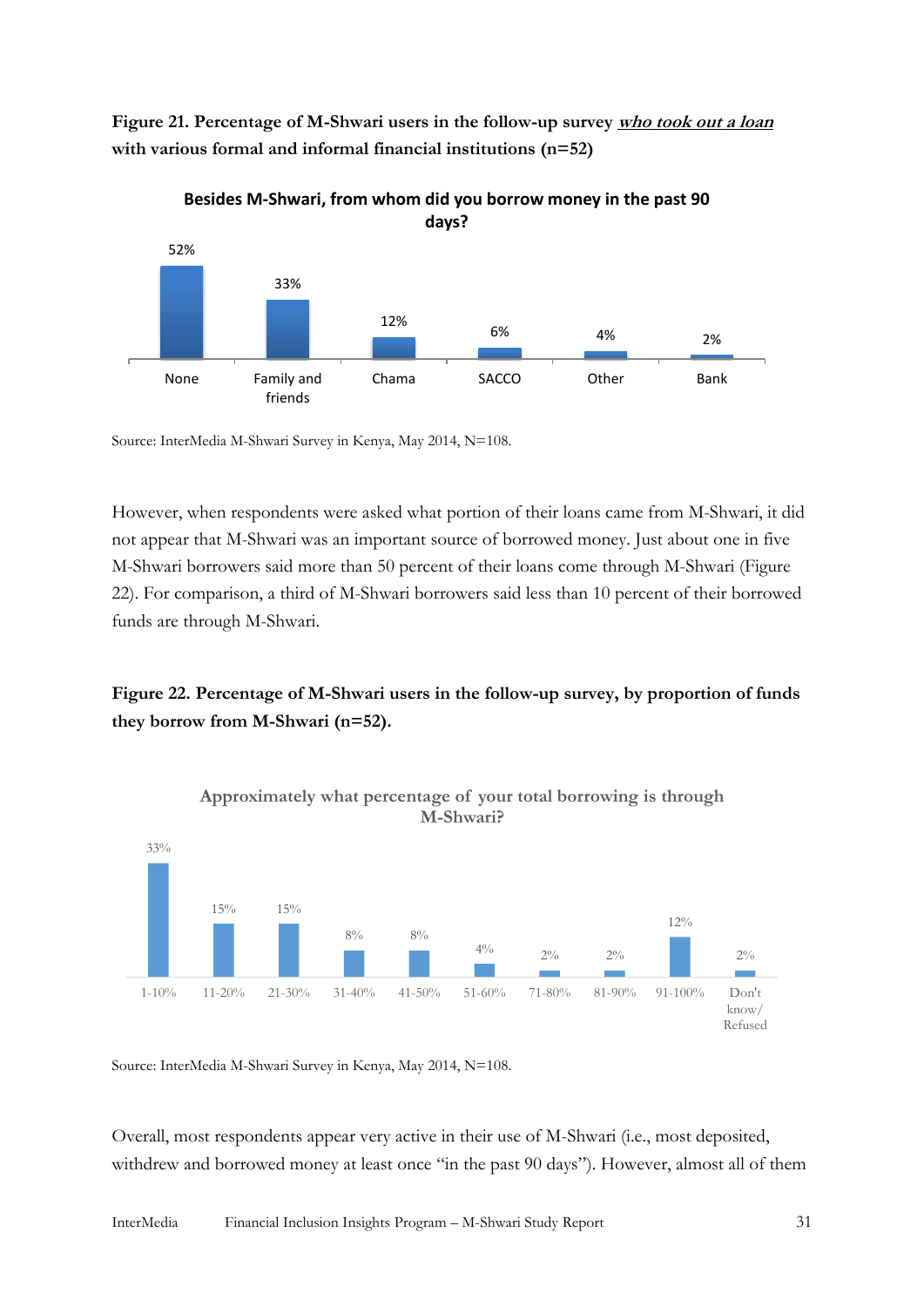**Figure 21. Percentage of M-Shwari users in the follow-up survey *who took out a loan* with various formal and informal financial institutions (n=52)**

Besides M-Shwari, from whom did you borrow money in the past 90 days?

| None | Family and friends | Chama | SACCO | Other | Bank |
|---|---|---|---|---|---|
| 52% | 33% | 12% | 6% | 4% | 2% |

Source: InterMedia M-Shwari Survey in Kenya, May 2014, N=108.

However, when respondents were asked what portion of their loans came from M-Shwari, it did not appear that M-Shwari was an important source of borrowed money. Just about one in five M-Shwari borrowers said more than 50 percent of their loans come through M-Shwari (Figure 22). For comparison, a third of M-Shwari borrowers said less than 10 percent of their borrowed funds are through M-Shwari.

**Figure 22. Percentage of M-Shwari users in the follow-up survey, by proportion of funds they borrow from M-Shwari (n=52).**

Approximately what percentage of your total borrowing is through M-Shwari?

| 1-10% | 11-20% | 21-30% | 31-40% | 41-50% | 51-60% | 71-80% | 81-90% | 91-100% | Don't know/ Refused |
|---|---|---|---|---|---|---|---|---|---|
| 33% | 15% | 15% | 8% | 8% | 4% | 2% | 2% | 12% | 2% |

Source: InterMedia M-Shwari Survey in Kenya, May 2014, N=108.

Overall, most respondents appear very active in their use of M-Shwari (i.e., most deposited, withdrew and borrowed money at least once "in the past 90 days"). However, almost all of them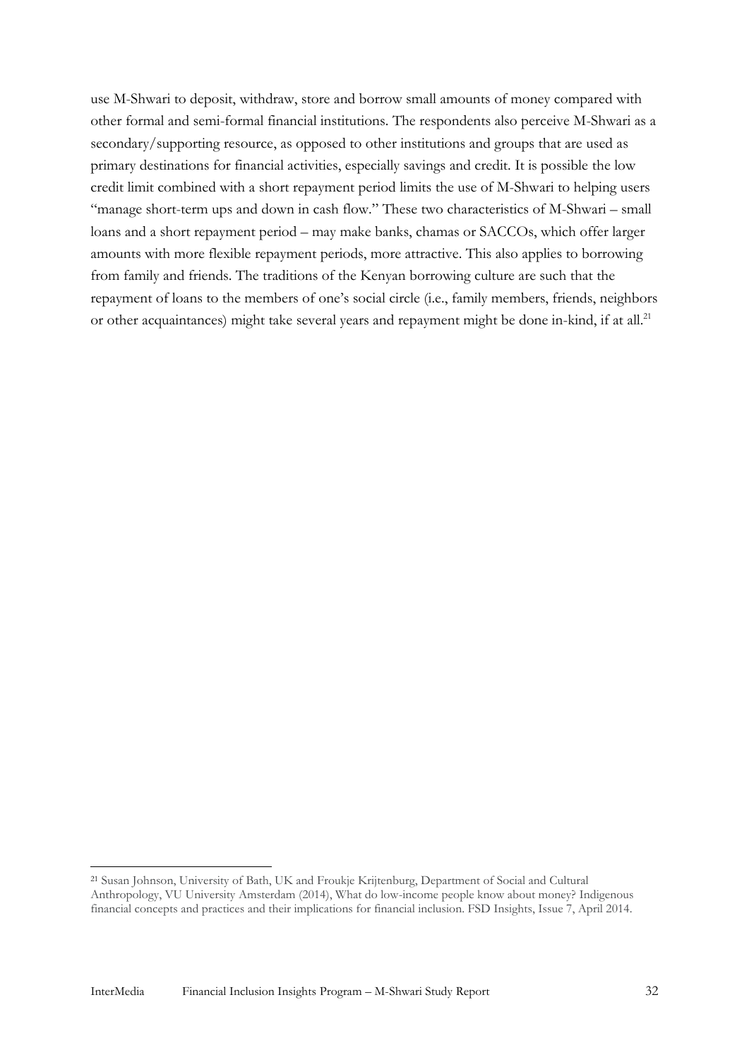use M-Shwari to deposit, withdraw, store and borrow small amounts of money compared with other formal and semi-formal financial institutions. The respondents also perceive M-Shwari as a secondary/supporting resource, as opposed to other institutions and groups that are used as primary destinations for financial activities, especially savings and credit. It is possible the low credit limit combined with a short repayment period limits the use of M-Shwari to helping users "manage short-term ups and down in cash flow." These two characteristics of M-Shwari – small loans and a short repayment period – may make banks, chamas or SACCOs, which offer larger amounts with more flexible repayment periods, more attractive. This also applies to borrowing from family and friends. The traditions of the Kenyan borrowing culture are such that the repayment of loans to the members of one's social circle (i.e., family members, friends, neighbors or other acquaintances) might take several years and repayment might be done in-kind, if at all.[21]

---

[21] Susan Johnson, University of Bath, UK and Froukje Krijtenburg, Department of Social and Cultural Anthropology, VU University Amsterdam (2014), What do low-income people know about money? Indigenous financial concepts and practices and their implications for financial inclusion. FSD Insights, Issue 7, April 2014.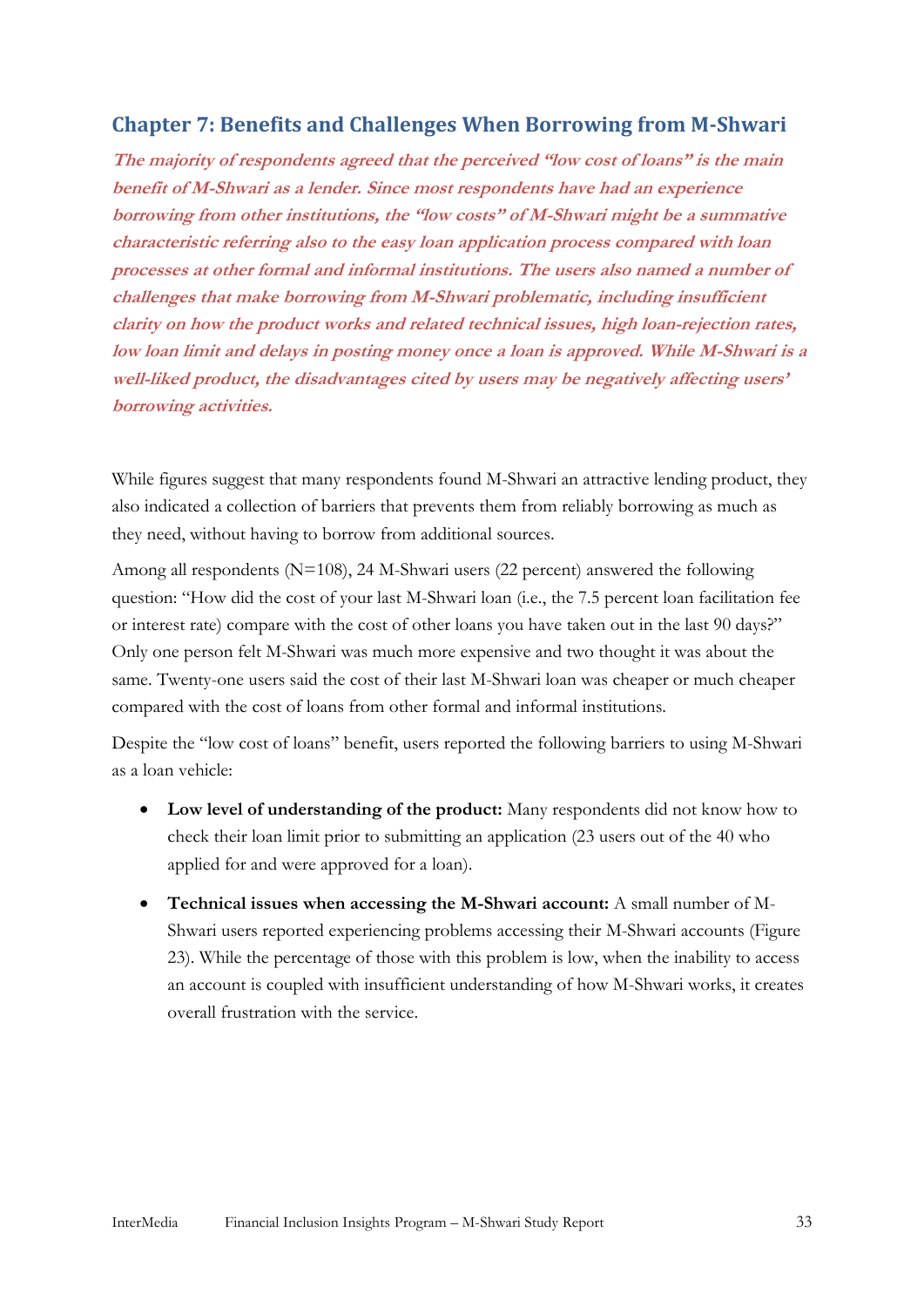## Chapter 7: Benefits and Challenges When Borrowing from M-Shwari

***The majority of respondents agreed that the perceived "low cost of loans" is the main benefit of M-Shwari as a lender. Since most respondents have had an experience borrowing from other institutions, the "low costs" of M-Shwari might be a summative characteristic referring also to the easy loan application process compared with loan processes at other formal and informal institutions. The users also named a number of challenges that make borrowing from M-Shwari problematic, including insufficient clarity on how the product works and related technical issues, high loan-rejection rates, low loan limit and delays in posting money once a loan is approved. While M-Shwari is a well-liked product, the disadvantages cited by users may be negatively affecting users' borrowing activities.***

While figures suggest that many respondents found M-Shwari an attractive lending product, they also indicated a collection of barriers that prevents them from reliably borrowing as much as they need, without having to borrow from additional sources.

Among all respondents (N=108), 24 M-Shwari users (22 percent) answered the following question: "How did the cost of your last M-Shwari loan (i.e., the 7.5 percent loan facilitation fee or interest rate) compare with the cost of other loans you have taken out in the last 90 days?" Only one person felt M-Shwari was much more expensive and two thought it was about the same. Twenty-one users said the cost of their last M-Shwari loan was cheaper or much cheaper compared with the cost of loans from other formal and informal institutions.

Despite the "low cost of loans" benefit, users reported the following barriers to using M-Shwari as a loan vehicle:

- **Low level of understanding of the product:** Many respondents did not know how to check their loan limit prior to submitting an application (23 users out of the 40 who applied for and were approved for a loan).
- **Technical issues when accessing the M-Shwari account:** A small number of M-Shwari users reported experiencing problems accessing their M-Shwari accounts (Figure 23). While the percentage of those with this problem is low, when the inability to access an account is coupled with insufficient understanding of how M-Shwari works, it creates overall frustration with the service.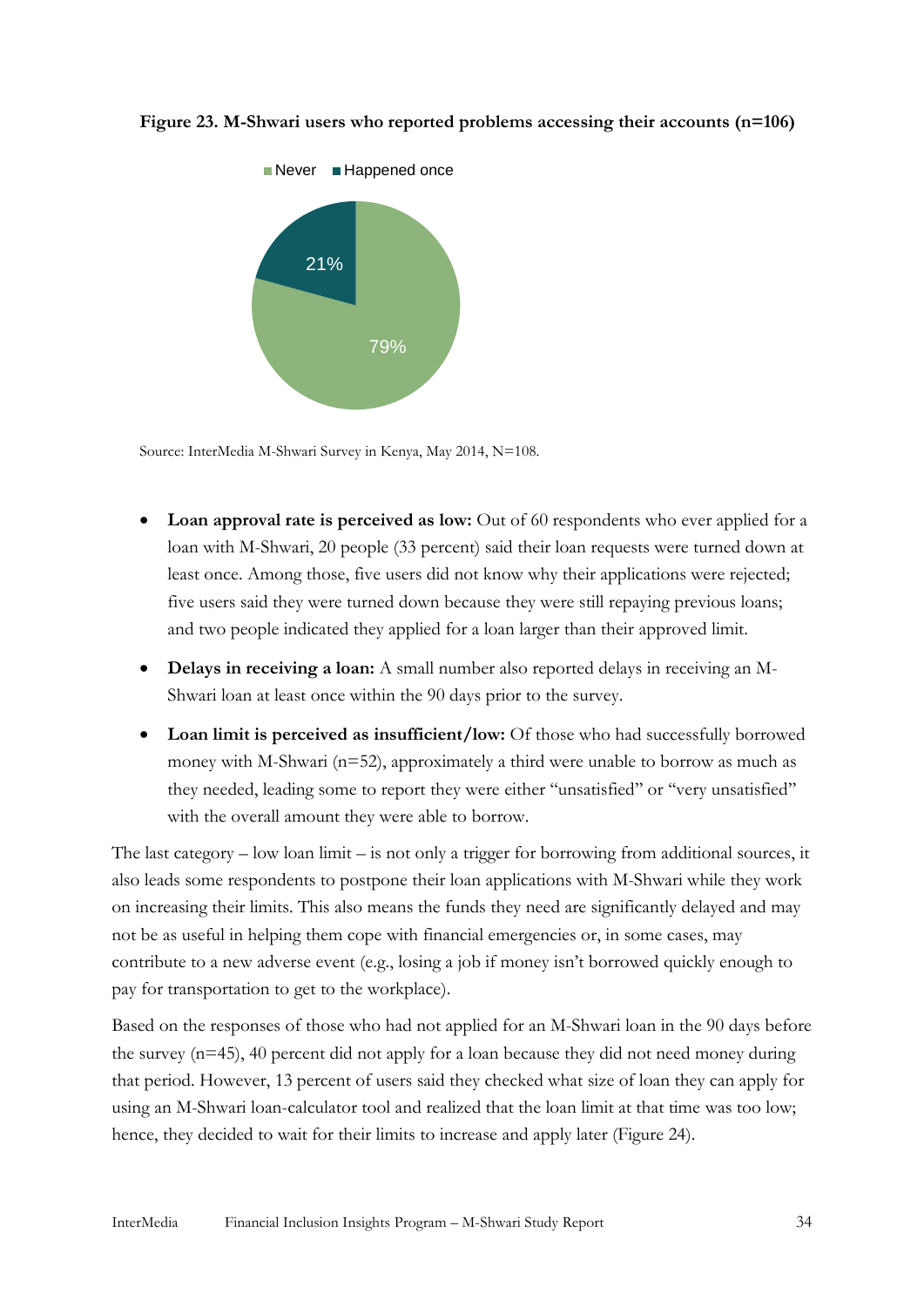**Figure 23. M-Shwari users who reported problems accessing their accounts (n=106)**

| | Percent |
|---|---|
| Never | 79% |
| Happened once | 21% |

Source: InterMedia M-Shwari Survey in Kenya, May 2014, N=108.

- **Loan approval rate is perceived as low:** Out of 60 respondents who ever applied for a loan with M-Shwari, 20 people (33 percent) said their loan requests were turned down at least once. Among those, five users did not know why their applications were rejected; five users said they were turned down because they were still repaying previous loans; and two people indicated they applied for a loan larger than their approved limit.
- **Delays in receiving a loan:** A small number also reported delays in receiving an M-Shwari loan at least once within the 90 days prior to the survey.
- **Loan limit is perceived as insufficient/low:** Of those who had successfully borrowed money with M-Shwari (n=52), approximately a third were unable to borrow as much as they needed, leading some to report they were either "unsatisfied" or "very unsatisfied" with the overall amount they were able to borrow.

The last category – low loan limit – is not only a trigger for borrowing from additional sources, it also leads some respondents to postpone their loan applications with M-Shwari while they work on increasing their limits. This also means the funds they need are significantly delayed and may not be as useful in helping them cope with financial emergencies or, in some cases, may contribute to a new adverse event (e.g., losing a job if money isn't borrowed quickly enough to pay for transportation to get to the workplace).

Based on the responses of those who had not applied for an M-Shwari loan in the 90 days before the survey (n=45), 40 percent did not apply for a loan because they did not need money during that period. However, 13 percent of users said they checked what size of loan they can apply for using an M-Shwari loan-calculator tool and realized that the loan limit at that time was too low; hence, they decided to wait for their limits to increase and apply later (Figure 24).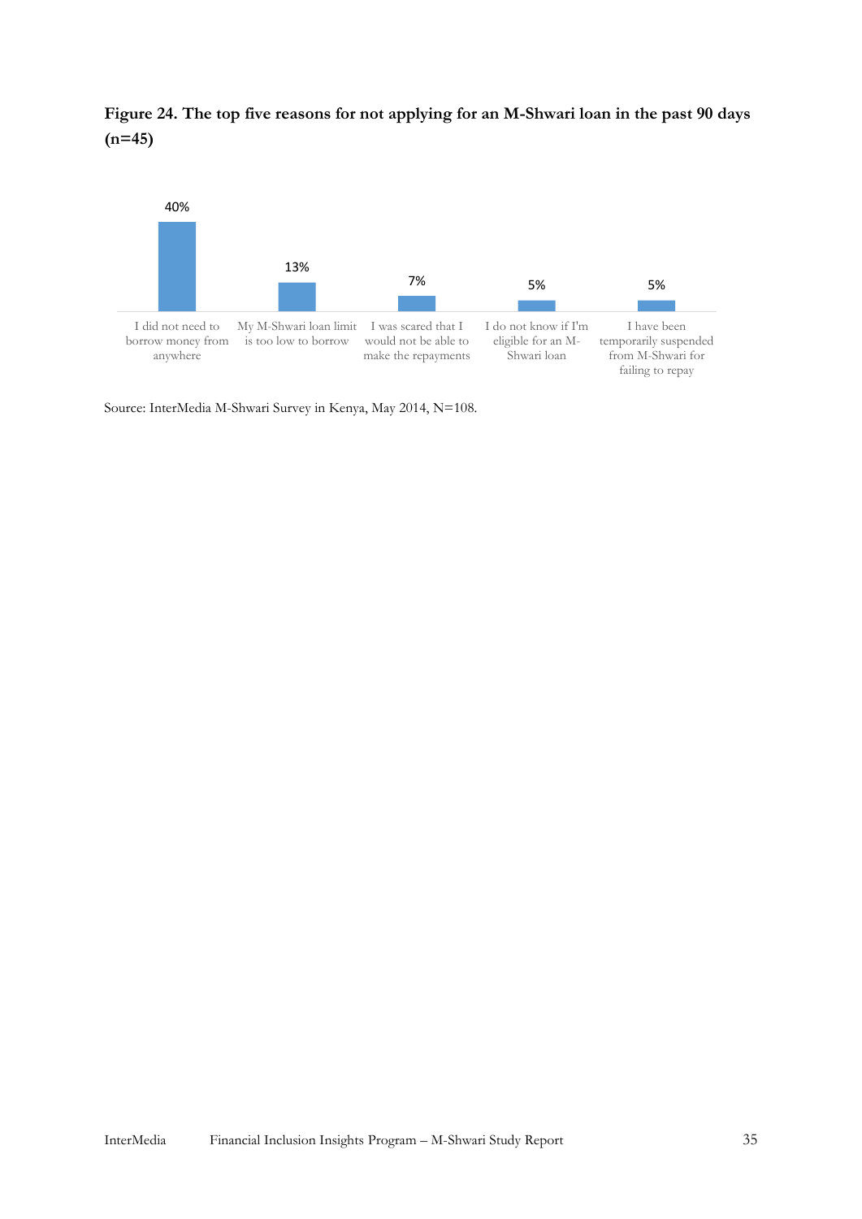**Figure 24. The top five reasons for not applying for an M-Shwari loan in the past 90 days (n=45)**

| Reason | Percentage |
|---|---|
| I did not need to borrow money from anywhere | 40% |
| My M-Shwari loan limit is too low to borrow | 13% |
| I was scared that I would not be able to make the repayments | 7% |
| I do not know if I'm eligible for an M-Shwari loan | 5% |
| I have been temporarily suspended from M-Shwari for failing to repay | 5% |

Source: InterMedia M-Shwari Survey in Kenya, May 2014, N=108.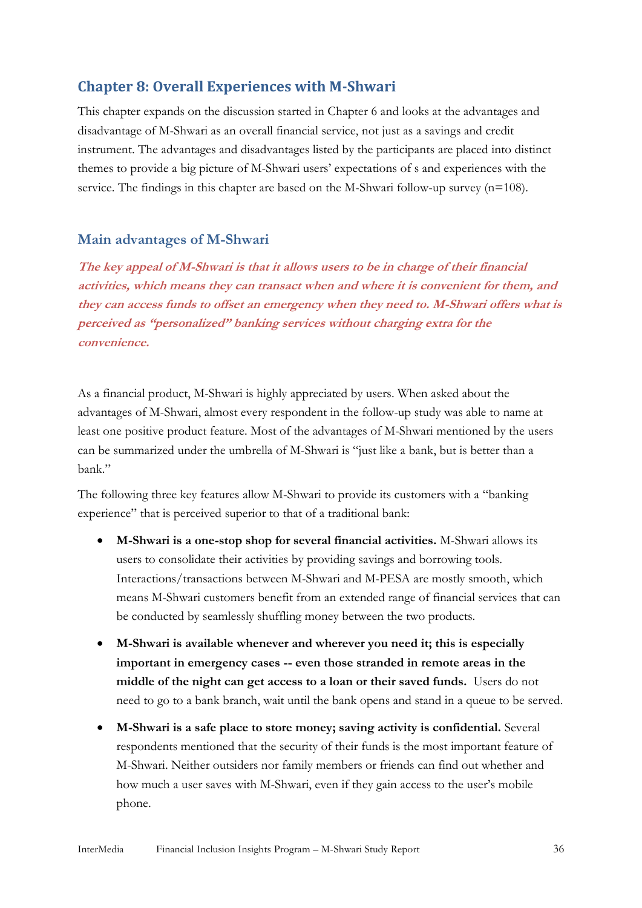## Chapter 8: Overall Experiences with M-Shwari

This chapter expands on the discussion started in Chapter 6 and looks at the advantages and disadvantage of M-Shwari as an overall financial service, not just as a savings and credit instrument. The advantages and disadvantages listed by the participants are placed into distinct themes to provide a big picture of M-Shwari users' expectations of s and experiences with the service. The findings in this chapter are based on the M-Shwari follow-up survey (n=108).

### Main advantages of M-Shwari

***The key appeal of M-Shwari is that it allows users to be in charge of their financial activities, which means they can transact when and where it is convenient for them, and they can access funds to offset an emergency when they need to. M-Shwari offers what is perceived as "personalized" banking services without charging extra for the convenience.***

As a financial product, M-Shwari is highly appreciated by users. When asked about the advantages of M-Shwari, almost every respondent in the follow-up study was able to name at least one positive product feature. Most of the advantages of M-Shwari mentioned by the users can be summarized under the umbrella of M-Shwari is "just like a bank, but is better than a bank."

The following three key features allow M-Shwari to provide its customers with a "banking experience" that is perceived superior to that of a traditional bank:

- **M-Shwari is a one-stop shop for several financial activities.** M-Shwari allows its users to consolidate their activities by providing savings and borrowing tools. Interactions/transactions between M-Shwari and M-PESA are mostly smooth, which means M-Shwari customers benefit from an extended range of financial services that can be conducted by seamlessly shuffling money between the two products.
- **M-Shwari is available whenever and wherever you need it; this is especially important in emergency cases -- even those stranded in remote areas in the middle of the night can get access to a loan or their saved funds.** Users do not need to go to a bank branch, wait until the bank opens and stand in a queue to be served.
- **M-Shwari is a safe place to store money; saving activity is confidential.** Several respondents mentioned that the security of their funds is the most important feature of M-Shwari. Neither outsiders nor family members or friends can find out whether and how much a user saves with M-Shwari, even if they gain access to the user's mobile phone.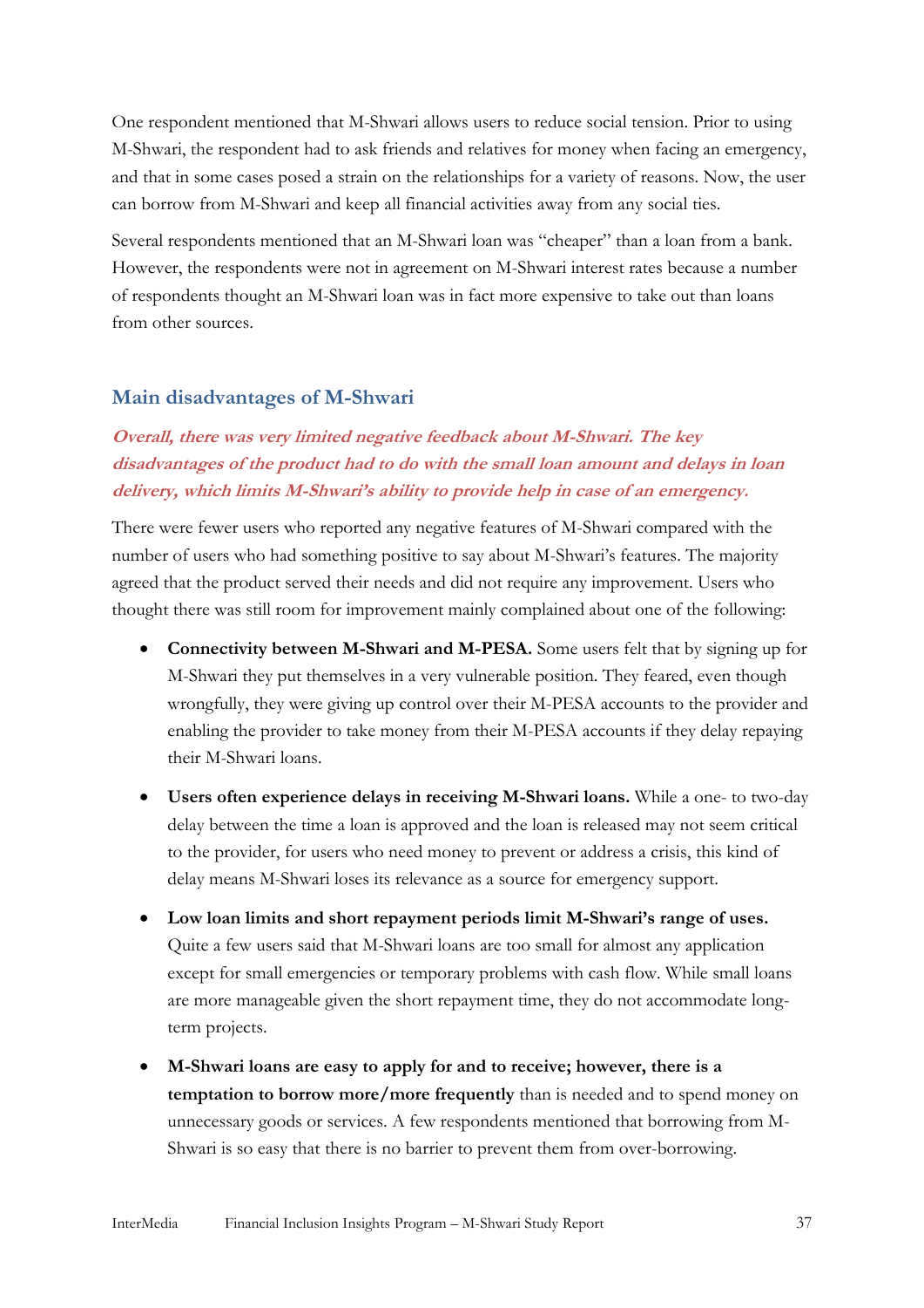One respondent mentioned that M-Shwari allows users to reduce social tension. Prior to using M-Shwari, the respondent had to ask friends and relatives for money when facing an emergency, and that in some cases posed a strain on the relationships for a variety of reasons. Now, the user can borrow from M-Shwari and keep all financial activities away from any social ties.

Several respondents mentioned that an M-Shwari loan was "cheaper" than a loan from a bank. However, the respondents were not in agreement on M-Shwari interest rates because a number of respondents thought an M-Shwari loan was in fact more expensive to take out than loans from other sources.

## Main disadvantages of M-Shwari

***Overall, there was very limited negative feedback about M-Shwari. The key disadvantages of the product had to do with the small loan amount and delays in loan delivery, which limits M-Shwari's ability to provide help in case of an emergency.***

There were fewer users who reported any negative features of M-Shwari compared with the number of users who had something positive to say about M-Shwari's features. The majority agreed that the product served their needs and did not require any improvement. Users who thought there was still room for improvement mainly complained about one of the following:

- **Connectivity between M-Shwari and M-PESA.** Some users felt that by signing up for M-Shwari they put themselves in a very vulnerable position. They feared, even though wrongfully, they were giving up control over their M-PESA accounts to the provider and enabling the provider to take money from their M-PESA accounts if they delay repaying their M-Shwari loans.

- **Users often experience delays in receiving M-Shwari loans.** While a one- to two-day delay between the time a loan is approved and the loan is released may not seem critical to the provider, for users who need money to prevent or address a crisis, this kind of delay means M-Shwari loses its relevance as a source for emergency support.

- **Low loan limits and short repayment periods limit M-Shwari's range of uses.** Quite a few users said that M-Shwari loans are too small for almost any application except for small emergencies or temporary problems with cash flow. While small loans are more manageable given the short repayment time, they do not accommodate long-term projects.

- **M-Shwari loans are easy to apply for and to receive; however, there is a temptation to borrow more/more frequently** than is needed and to spend money on unnecessary goods or services. A few respondents mentioned that borrowing from M-Shwari is so easy that there is no barrier to prevent them from over-borrowing.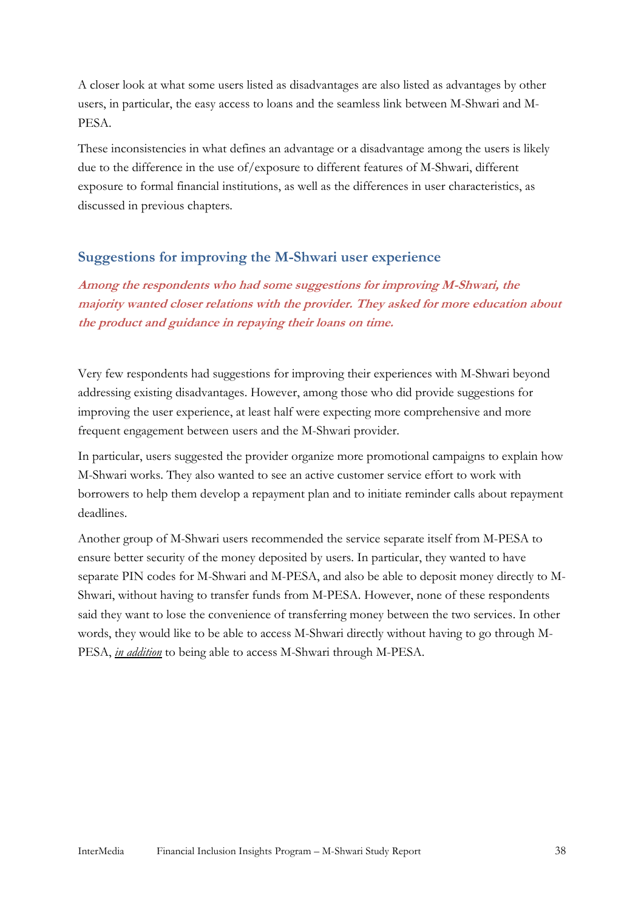A closer look at what some users listed as disadvantages are also listed as advantages by other users, in particular, the easy access to loans and the seamless link between M-Shwari and M-PESA.

These inconsistencies in what defines an advantage or a disadvantage among the users is likely due to the difference in the use of/exposure to different features of M-Shwari, different exposure to formal financial institutions, as well as the differences in user characteristics, as discussed in previous chapters.

## Suggestions for improving the M-Shwari user experience

***Among the respondents who had some suggestions for improving M-Shwari, the majority wanted closer relations with the provider. They asked for more education about the product and guidance in repaying their loans on time.***

Very few respondents had suggestions for improving their experiences with M-Shwari beyond addressing existing disadvantages. However, among those who did provide suggestions for improving the user experience, at least half were expecting more comprehensive and more frequent engagement between users and the M-Shwari provider.

In particular, users suggested the provider organize more promotional campaigns to explain how M-Shwari works. They also wanted to see an active customer service effort to work with borrowers to help them develop a repayment plan and to initiate reminder calls about repayment deadlines.

Another group of M-Shwari users recommended the service separate itself from M-PESA to ensure better security of the money deposited by users. In particular, they wanted to have separate PIN codes for M-Shwari and M-PESA, and also be able to deposit money directly to M-Shwari, without having to transfer funds from M-PESA. However, none of these respondents said they want to lose the convenience of transferring money between the two services. In other words, they would like to be able to access M-Shwari directly without having to go through M-PESA, *in addition* to being able to access M-Shwari through M-PESA.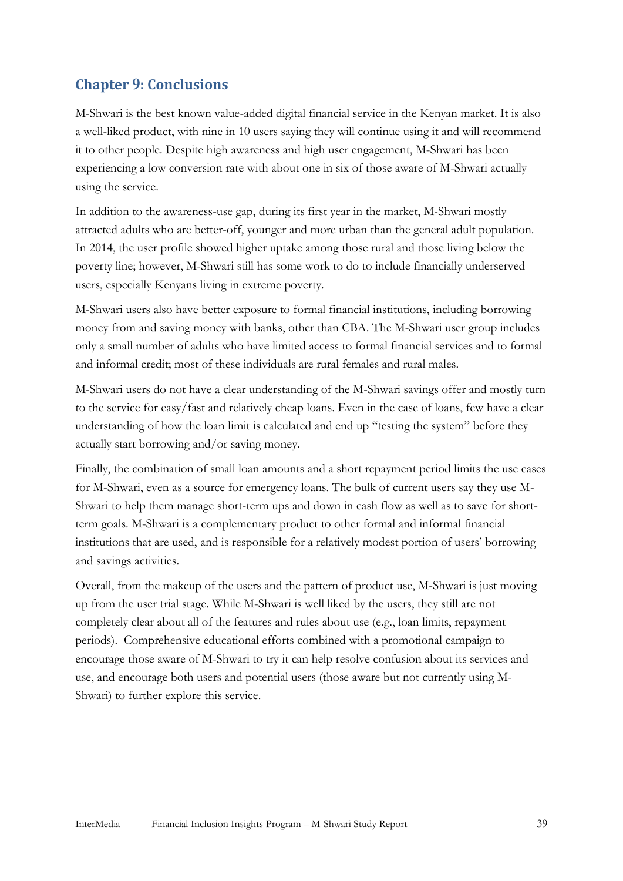## Chapter 9: Conclusions

M-Shwari is the best known value-added digital financial service in the Kenyan market. It is also a well-liked product, with nine in 10 users saying they will continue using it and will recommend it to other people. Despite high awareness and high user engagement, M-Shwari has been experiencing a low conversion rate with about one in six of those aware of M-Shwari actually using the service.

In addition to the awareness-use gap, during its first year in the market, M-Shwari mostly attracted adults who are better-off, younger and more urban than the general adult population. In 2014, the user profile showed higher uptake among those rural and those living below the poverty line; however, M-Shwari still has some work to do to include financially underserved users, especially Kenyans living in extreme poverty.

M-Shwari users also have better exposure to formal financial institutions, including borrowing money from and saving money with banks, other than CBA. The M-Shwari user group includes only a small number of adults who have limited access to formal financial services and to formal and informal credit; most of these individuals are rural females and rural males.

M-Shwari users do not have a clear understanding of the M-Shwari savings offer and mostly turn to the service for easy/fast and relatively cheap loans. Even in the case of loans, few have a clear understanding of how the loan limit is calculated and end up "testing the system" before they actually start borrowing and/or saving money.

Finally, the combination of small loan amounts and a short repayment period limits the use cases for M-Shwari, even as a source for emergency loans. The bulk of current users say they use M-Shwari to help them manage short-term ups and down in cash flow as well as to save for short-term goals. M-Shwari is a complementary product to other formal and informal financial institutions that are used, and is responsible for a relatively modest portion of users' borrowing and savings activities.

Overall, from the makeup of the users and the pattern of product use, M-Shwari is just moving up from the user trial stage. While M-Shwari is well liked by the users, they still are not completely clear about all of the features and rules about use (e.g., loan limits, repayment periods). Comprehensive educational efforts combined with a promotional campaign to encourage those aware of M-Shwari to try it can help resolve confusion about its services and use, and encourage both users and potential users (those aware but not currently using M-Shwari) to further explore this service.